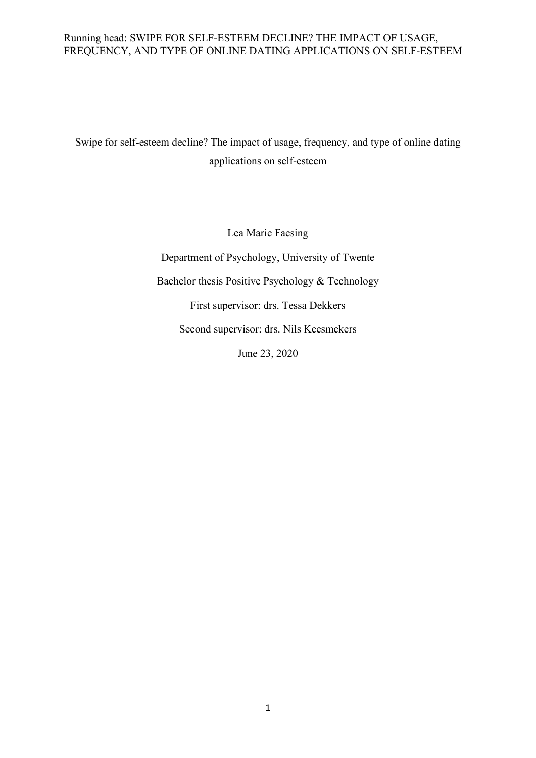# Swipe for self-esteem decline? The impact of usage, frequency, and type of online dating applications on self-esteem

Lea Marie Faesing

Department of Psychology, University of Twente

Bachelor thesis Positive Psychology & Technology

First supervisor: drs. Tessa Dekkers

Second supervisor: drs. Nils Keesmekers

June 23, 2020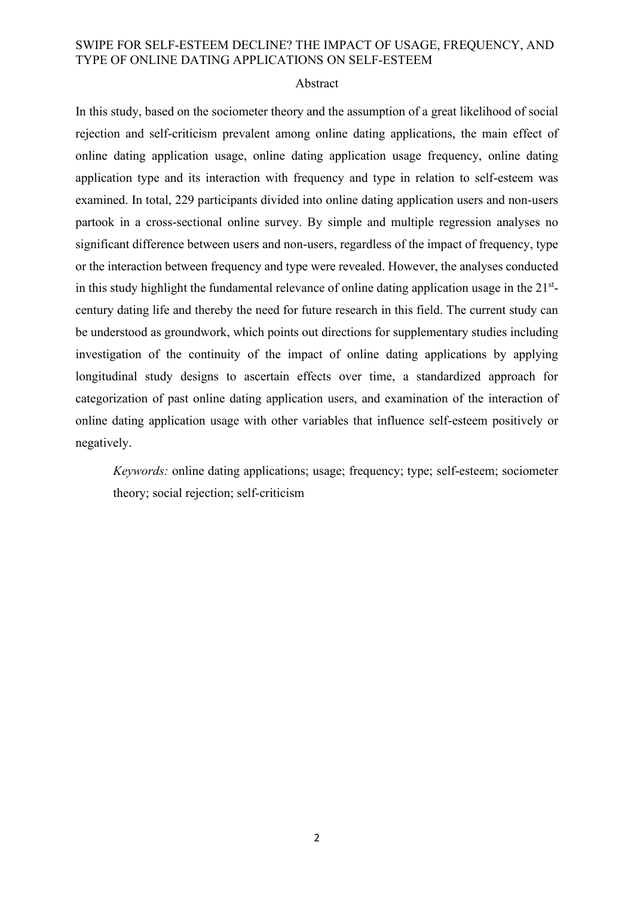## Abstract

In this study, based on the sociometer theory and the assumption of a great likelihood of social rejection and self-criticism prevalent among online dating applications, the main effect of online dating application usage, online dating application usage frequency, online dating application type and its interaction with frequency and type in relation to self-esteem was examined. In total, 229 participants divided into online dating application users and non-users partook in a cross-sectional online survey. By simple and multiple regression analyses no significant difference between users and non-users, regardless of the impact of frequency, type or the interaction between frequency and type were revealed. However, the analyses conducted in this study highlight the fundamental relevance of online dating application usage in the 21st-century dating life and thereby the need for future research in this field. The current study can be understood as groundwork, which points out directions for supplementary studies including investigation of the continuity of the impact of online dating applications by applying longitudinal study designs to ascertain effects over time, a standardized approach for categorization of past online dating application users, and examination of the interaction of online dating application usage with other variables that influence self-esteem positively or negatively.

*Keywords:* online dating applications; usage; frequency; type; self-esteem; sociometer theory; social rejection; self-criticism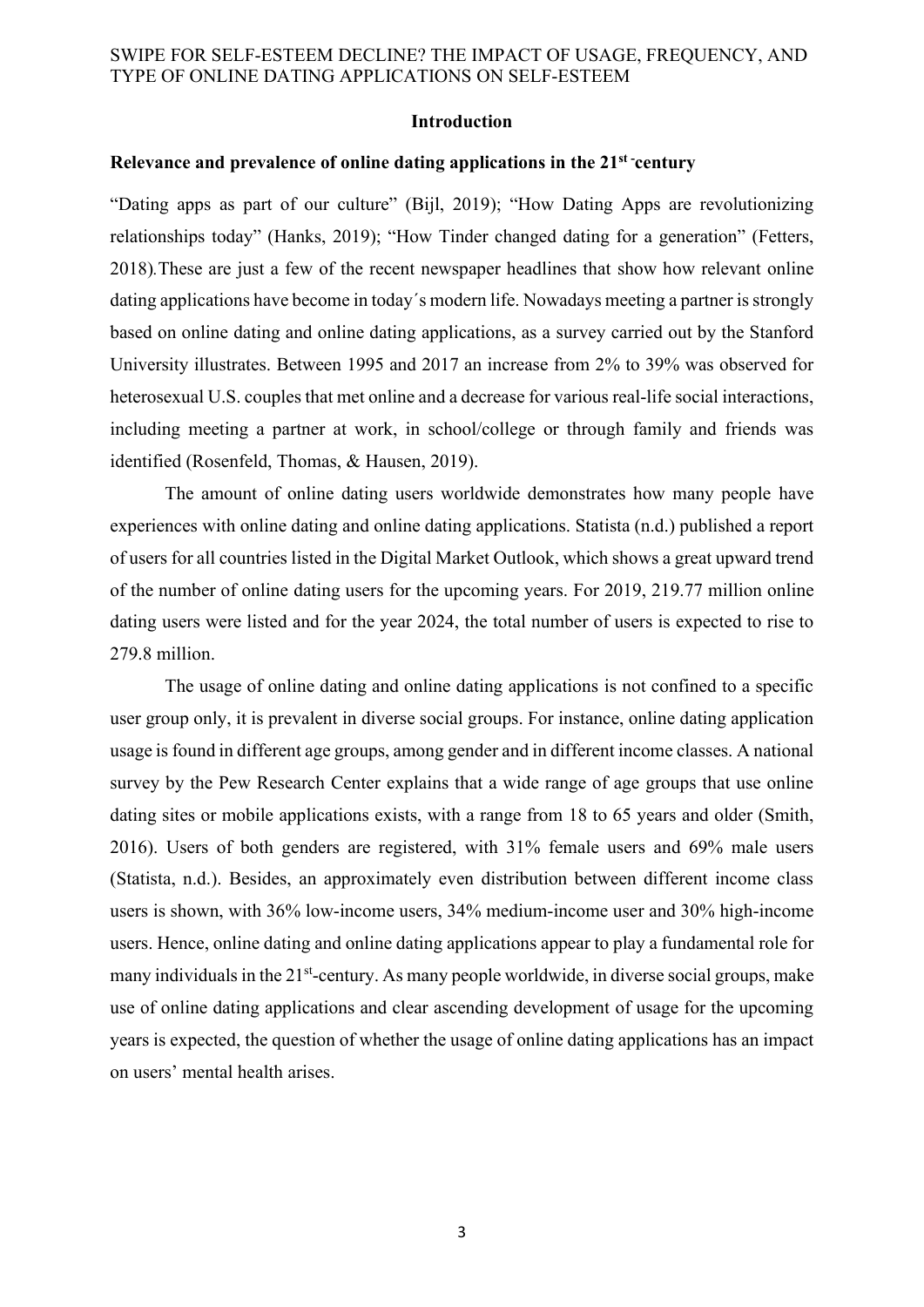## Introduction

### Relevance and prevalence of online dating applications in the 21st -century

"Dating apps as part of our culture" (Bijl, 2019); "How Dating Apps are revolutionizing relationships today" (Hanks, 2019); "How Tinder changed dating for a generation" (Fetters, 2018).These are just a few of the recent newspaper headlines that show how relevant online dating applications have become in today´s modern life. Nowadays meeting a partner is strongly based on online dating and online dating applications, as a survey carried out by the Stanford University illustrates. Between 1995 and 2017 an increase from 2% to 39% was observed for heterosexual U.S. couples that met online and a decrease for various real-life social interactions, including meeting a partner at work, in school/college or through family and friends was identified (Rosenfeld, Thomas, & Hausen, 2019).

The amount of online dating users worldwide demonstrates how many people have experiences with online dating and online dating applications. Statista (n.d.) published a report of users for all countries listed in the Digital Market Outlook, which shows a great upward trend of the number of online dating users for the upcoming years. For 2019, 219.77 million online dating users were listed and for the year 2024, the total number of users is expected to rise to 279.8 million.

The usage of online dating and online dating applications is not confined to a specific user group only, it is prevalent in diverse social groups. For instance, online dating application usage is found in different age groups, among gender and in different income classes. A national survey by the Pew Research Center explains that a wide range of age groups that use online dating sites or mobile applications exists, with a range from 18 to 65 years and older (Smith, 2016). Users of both genders are registered, with 31% female users and 69% male users (Statista, n.d.). Besides, an approximately even distribution between different income class users is shown, with 36% low-income users, 34% medium-income user and 30% high-income users. Hence, online dating and online dating applications appear to play a fundamental role for many individuals in the 21st-century. As many people worldwide, in diverse social groups, make use of online dating applications and clear ascending development of usage for the upcoming years is expected, the question of whether the usage of online dating applications has an impact on users' mental health arises.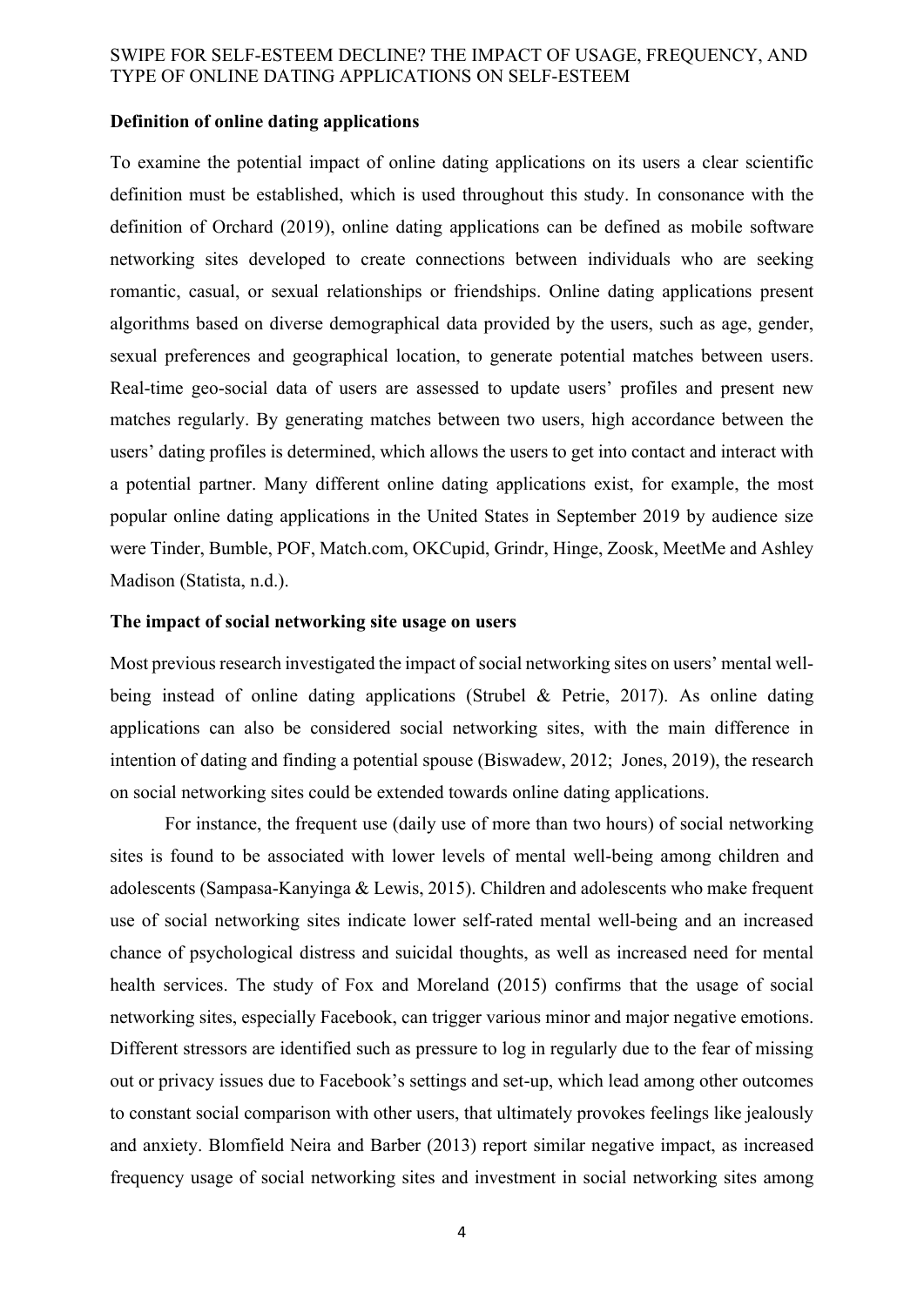### Definition of online dating applications

To examine the potential impact of online dating applications on its users a clear scientific definition must be established, which is used throughout this study. In consonance with the definition of Orchard (2019), online dating applications can be defined as mobile software networking sites developed to create connections between individuals who are seeking romantic, casual, or sexual relationships or friendships. Online dating applications present algorithms based on diverse demographical data provided by the users, such as age, gender, sexual preferences and geographical location, to generate potential matches between users. Real-time geo-social data of users are assessed to update users' profiles and present new matches regularly. By generating matches between two users, high accordance between the users' dating profiles is determined, which allows the users to get into contact and interact with a potential partner. Many different online dating applications exist, for example, the most popular online dating applications in the United States in September 2019 by audience size were Tinder, Bumble, POF, Match.com, OKCupid, Grindr, Hinge, Zoosk, MeetMe and Ashley Madison (Statista, n.d.).

### The impact of social networking site usage on users

Most previous research investigated the impact of social networking sites on users' mental well-being instead of online dating applications (Strubel & Petrie, 2017). As online dating applications can also be considered social networking sites, with the main difference in intention of dating and finding a potential spouse (Biswadew, 2012; Jones, 2019), the research on social networking sites could be extended towards online dating applications.

For instance, the frequent use (daily use of more than two hours) of social networking sites is found to be associated with lower levels of mental well-being among children and adolescents (Sampasa-Kanyinga & Lewis, 2015). Children and adolescents who make frequent use of social networking sites indicate lower self-rated mental well-being and an increased chance of psychological distress and suicidal thoughts, as well as increased need for mental health services. The study of Fox and Moreland (2015) confirms that the usage of social networking sites, especially Facebook, can trigger various minor and major negative emotions. Different stressors are identified such as pressure to log in regularly due to the fear of missing out or privacy issues due to Facebook's settings and set-up, which lead among other outcomes to constant social comparison with other users, that ultimately provokes feelings like jealously and anxiety. Blomfield Neira and Barber (2013) report similar negative impact, as increased frequency usage of social networking sites and investment in social networking sites among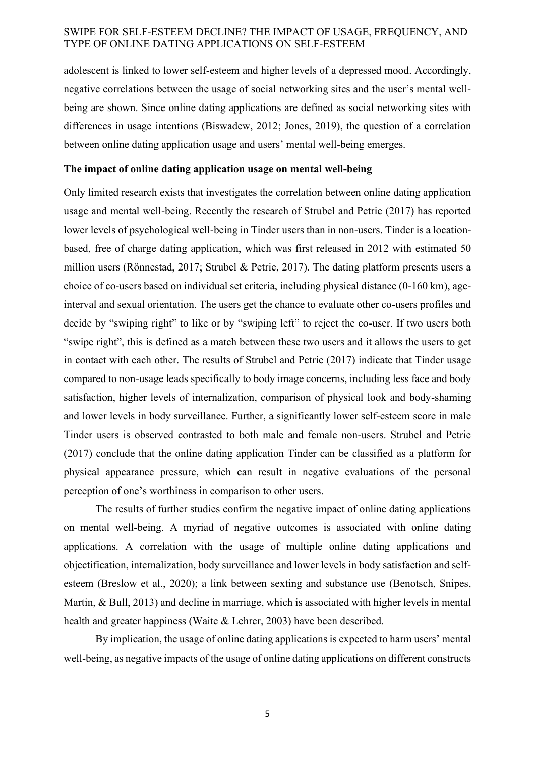adolescent is linked to lower self-esteem and higher levels of a depressed mood. Accordingly, negative correlations between the usage of social networking sites and the user's mental well-being are shown. Since online dating applications are defined as social networking sites with differences in usage intentions (Biswadew, 2012; Jones, 2019), the question of a correlation between online dating application usage and users' mental well-being emerges.

**The impact of online dating application usage on mental well-being**

Only limited research exists that investigates the correlation between online dating application usage and mental well-being. Recently the research of Strubel and Petrie (2017) has reported lower levels of psychological well-being in Tinder users than in non-users. Tinder is a location-based, free of charge dating application, which was first released in 2012 with estimated 50 million users (Rönnestad, 2017; Strubel & Petrie, 2017). The dating platform presents users a choice of co-users based on individual set criteria, including physical distance (0-160 km), age-interval and sexual orientation. The users get the chance to evaluate other co-users profiles and decide by "swiping right" to like or by "swiping left" to reject the co-user. If two users both "swipe right", this is defined as a match between these two users and it allows the users to get in contact with each other. The results of Strubel and Petrie (2017) indicate that Tinder usage compared to non-usage leads specifically to body image concerns, including less face and body satisfaction, higher levels of internalization, comparison of physical look and body-shaming and lower levels in body surveillance. Further, a significantly lower self-esteem score in male Tinder users is observed contrasted to both male and female non-users. Strubel and Petrie (2017) conclude that the online dating application Tinder can be classified as a platform for physical appearance pressure, which can result in negative evaluations of the personal perception of one's worthiness in comparison to other users.

The results of further studies confirm the negative impact of online dating applications on mental well-being. A myriad of negative outcomes is associated with online dating applications. A correlation with the usage of multiple online dating applications and objectification, internalization, body surveillance and lower levels in body satisfaction and self-esteem (Breslow et al., 2020); a link between sexting and substance use (Benotsch, Snipes, Martin, & Bull, 2013) and decline in marriage, which is associated with higher levels in mental health and greater happiness (Waite & Lehrer, 2003) have been described.

By implication, the usage of online dating applications is expected to harm users' mental well-being, as negative impacts of the usage of online dating applications on different constructs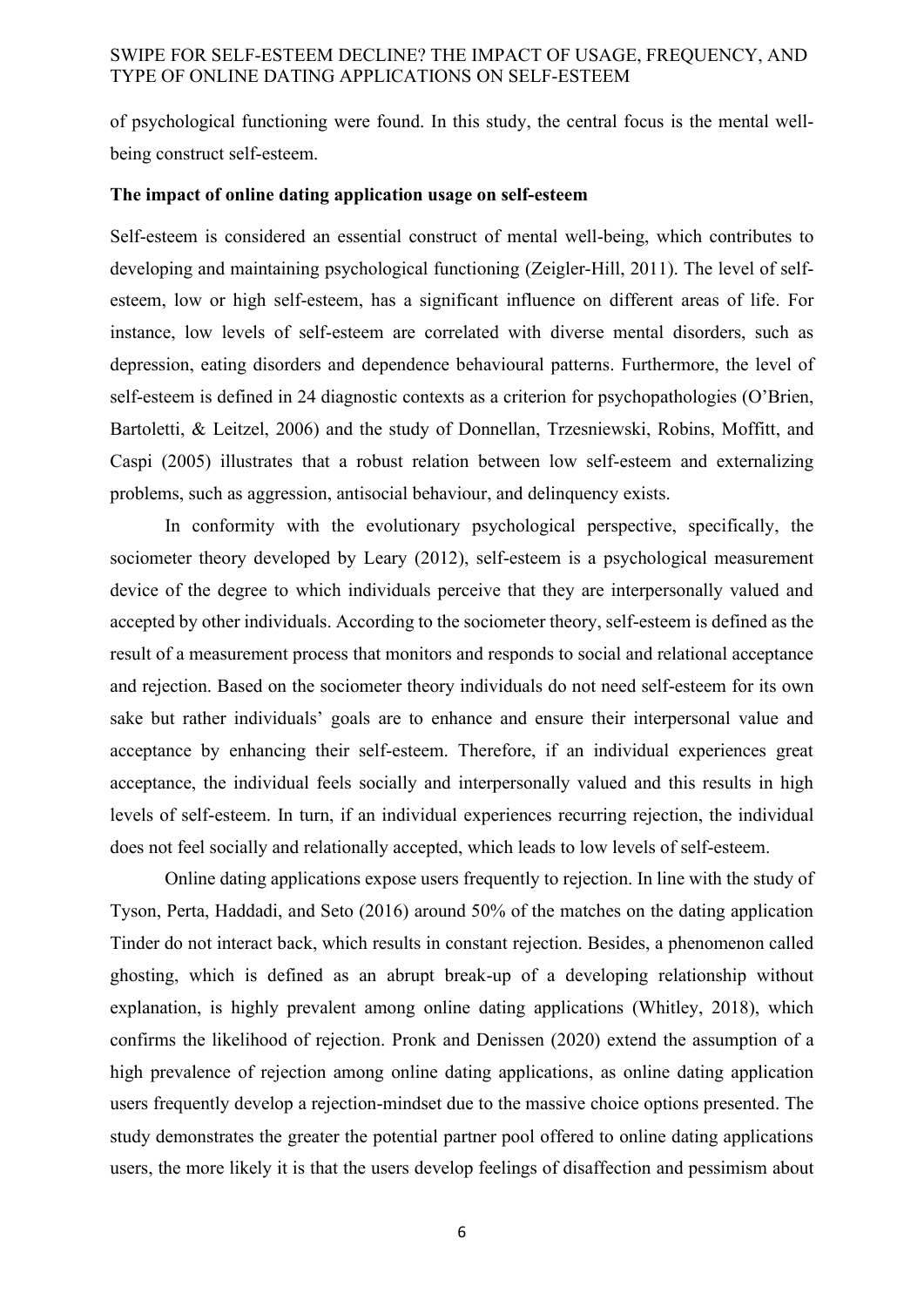of psychological functioning were found. In this study, the central focus is the mental well-being construct self-esteem.

**The impact of online dating application usage on self-esteem**

Self-esteem is considered an essential construct of mental well-being, which contributes to developing and maintaining psychological functioning (Zeigler-Hill, 2011). The level of self-esteem, low or high self-esteem, has a significant influence on different areas of life. For instance, low levels of self-esteem are correlated with diverse mental disorders, such as depression, eating disorders and dependence behavioural patterns. Furthermore, the level of self-esteem is defined in 24 diagnostic contexts as a criterion for psychopathologies (O'Brien, Bartoletti, & Leitzel, 2006) and the study of Donnellan, Trzesniewski, Robins, Moffitt, and Caspi (2005) illustrates that a robust relation between low self-esteem and externalizing problems, such as aggression, antisocial behaviour, and delinquency exists.

In conformity with the evolutionary psychological perspective, specifically, the sociometer theory developed by Leary (2012), self-esteem is a psychological measurement device of the degree to which individuals perceive that they are interpersonally valued and accepted by other individuals. According to the sociometer theory, self-esteem is defined as the result of a measurement process that monitors and responds to social and relational acceptance and rejection. Based on the sociometer theory individuals do not need self-esteem for its own sake but rather individuals' goals are to enhance and ensure their interpersonal value and acceptance by enhancing their self-esteem. Therefore, if an individual experiences great acceptance, the individual feels socially and interpersonally valued and this results in high levels of self-esteem. In turn, if an individual experiences recurring rejection, the individual does not feel socially and relationally accepted, which leads to low levels of self-esteem.

Online dating applications expose users frequently to rejection. In line with the study of Tyson, Perta, Haddadi, and Seto (2016) around 50% of the matches on the dating application Tinder do not interact back, which results in constant rejection. Besides, a phenomenon called ghosting, which is defined as an abrupt break-up of a developing relationship without explanation, is highly prevalent among online dating applications (Whitley, 2018), which confirms the likelihood of rejection. Pronk and Denissen (2020) extend the assumption of a high prevalence of rejection among online dating applications, as online dating application users frequently develop a rejection-mindset due to the massive choice options presented. The study demonstrates the greater the potential partner pool offered to online dating applications users, the more likely it is that the users develop feelings of disaffection and pessimism about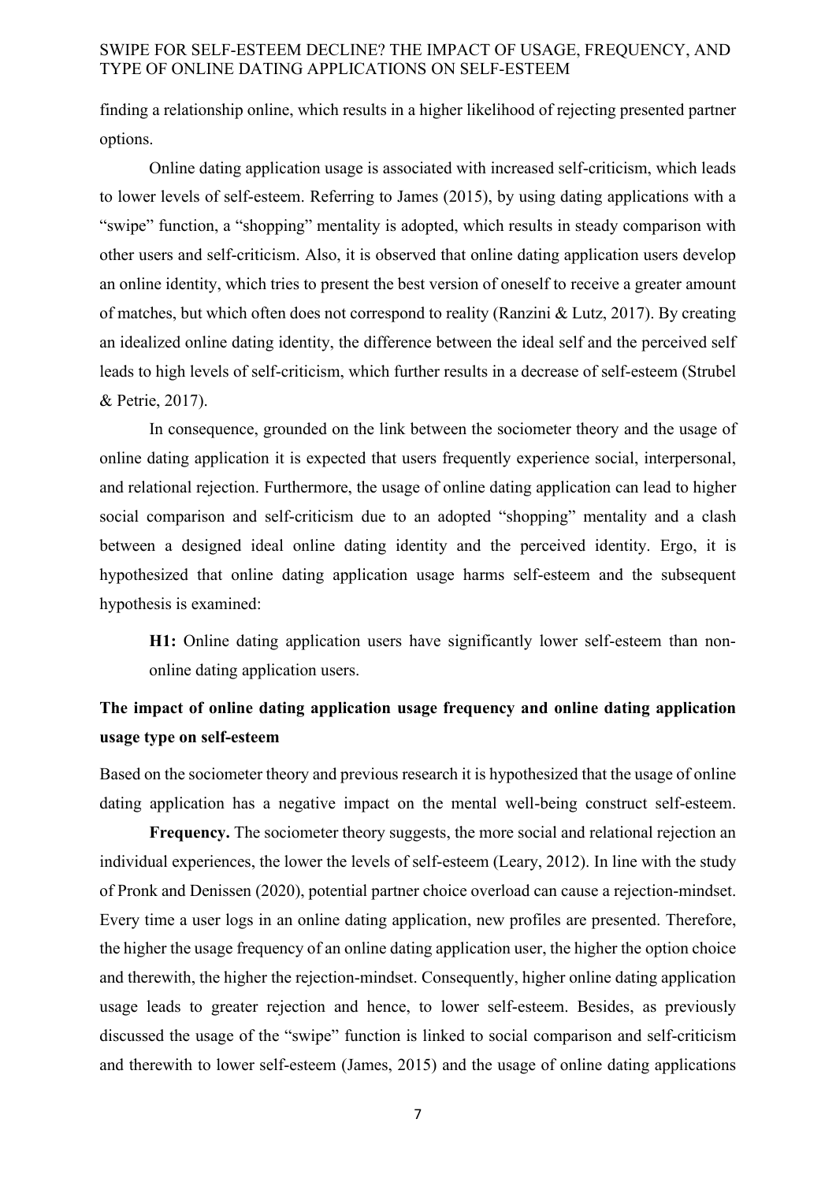finding a relationship online, which results in a higher likelihood of rejecting presented partner options.

Online dating application usage is associated with increased self-criticism, which leads to lower levels of self-esteem. Referring to James (2015), by using dating applications with a "swipe" function, a "shopping" mentality is adopted, which results in steady comparison with other users and self-criticism. Also, it is observed that online dating application users develop an online identity, which tries to present the best version of oneself to receive a greater amount of matches, but which often does not correspond to reality (Ranzini & Lutz, 2017). By creating an idealized online dating identity, the difference between the ideal self and the perceived self leads to high levels of self-criticism, which further results in a decrease of self-esteem (Strubel & Petrie, 2017).

In consequence, grounded on the link between the sociometer theory and the usage of online dating application it is expected that users frequently experience social, interpersonal, and relational rejection. Furthermore, the usage of online dating application can lead to higher social comparison and self-criticism due to an adopted "shopping" mentality and a clash between a designed ideal online dating identity and the perceived identity. Ergo, it is hypothesized that online dating application usage harms self-esteem and the subsequent hypothesis is examined:

> **H1:** Online dating application users have significantly lower self-esteem than non-online dating application users.

## The impact of online dating application usage frequency and online dating application usage type on self-esteem

Based on the sociometer theory and previous research it is hypothesized that the usage of online dating application has a negative impact on the mental well-being construct self-esteem.

**Frequency.** The sociometer theory suggests, the more social and relational rejection an individual experiences, the lower the levels of self-esteem (Leary, 2012). In line with the study of Pronk and Denissen (2020), potential partner choice overload can cause a rejection-mindset. Every time a user logs in an online dating application, new profiles are presented. Therefore, the higher the usage frequency of an online dating application user, the higher the option choice and therewith, the higher the rejection-mindset. Consequently, higher online dating application usage leads to greater rejection and hence, to lower self-esteem. Besides, as previously discussed the usage of the "swipe" function is linked to social comparison and self-criticism and therewith to lower self-esteem (James, 2015) and the usage of online dating applications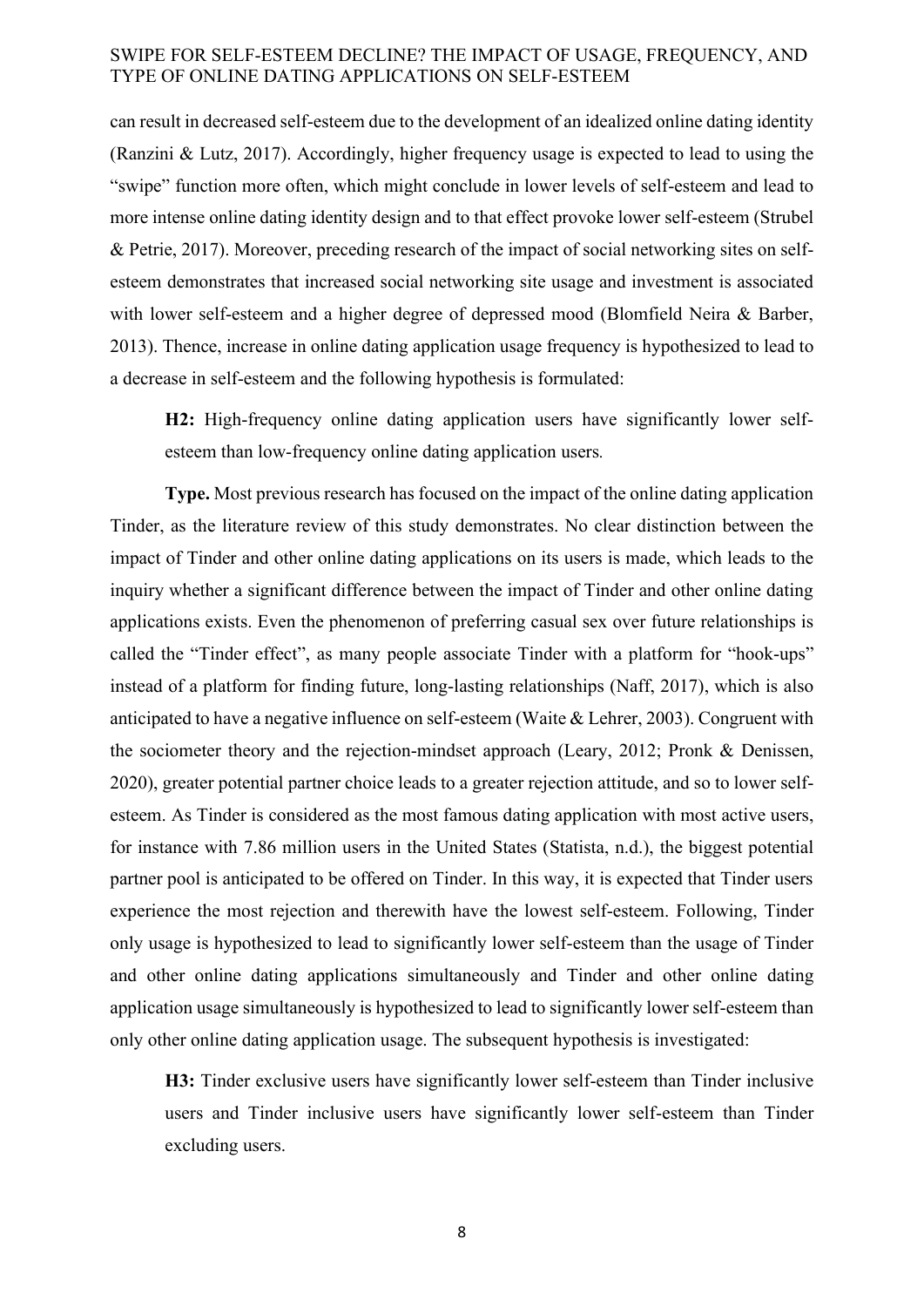can result in decreased self-esteem due to the development of an idealized online dating identity (Ranzini & Lutz, 2017). Accordingly, higher frequency usage is expected to lead to using the "swipe" function more often, which might conclude in lower levels of self-esteem and lead to more intense online dating identity design and to that effect provoke lower self-esteem (Strubel & Petrie, 2017). Moreover, preceding research of the impact of social networking sites on self-esteem demonstrates that increased social networking site usage and investment is associated with lower self-esteem and a higher degree of depressed mood (Blomfield Neira & Barber, 2013). Thence, increase in online dating application usage frequency is hypothesized to lead to a decrease in self-esteem and the following hypothesis is formulated:

> **H2:** High-frequency online dating application users have significantly lower self-esteem than low-frequency online dating application users.

**Type.** Most previous research has focused on the impact of the online dating application Tinder, as the literature review of this study demonstrates. No clear distinction between the impact of Tinder and other online dating applications on its users is made, which leads to the inquiry whether a significant difference between the impact of Tinder and other online dating applications exists. Even the phenomenon of preferring casual sex over future relationships is called the "Tinder effect", as many people associate Tinder with a platform for "hook-ups" instead of a platform for finding future, long-lasting relationships (Naff, 2017), which is also anticipated to have a negative influence on self-esteem (Waite & Lehrer, 2003). Congruent with the sociometer theory and the rejection-mindset approach (Leary, 2012; Pronk & Denissen, 2020), greater potential partner choice leads to a greater rejection attitude, and so to lower self-esteem. As Tinder is considered as the most famous dating application with most active users, for instance with 7.86 million users in the United States (Statista, n.d.), the biggest potential partner pool is anticipated to be offered on Tinder. In this way, it is expected that Tinder users experience the most rejection and therewith have the lowest self-esteem. Following, Tinder only usage is hypothesized to lead to significantly lower self-esteem than the usage of Tinder and other online dating applications simultaneously and Tinder and other online dating application usage simultaneously is hypothesized to lead to significantly lower self-esteem than only other online dating application usage. The subsequent hypothesis is investigated:

> **H3:** Tinder exclusive users have significantly lower self-esteem than Tinder inclusive users and Tinder inclusive users have significantly lower self-esteem than Tinder excluding users.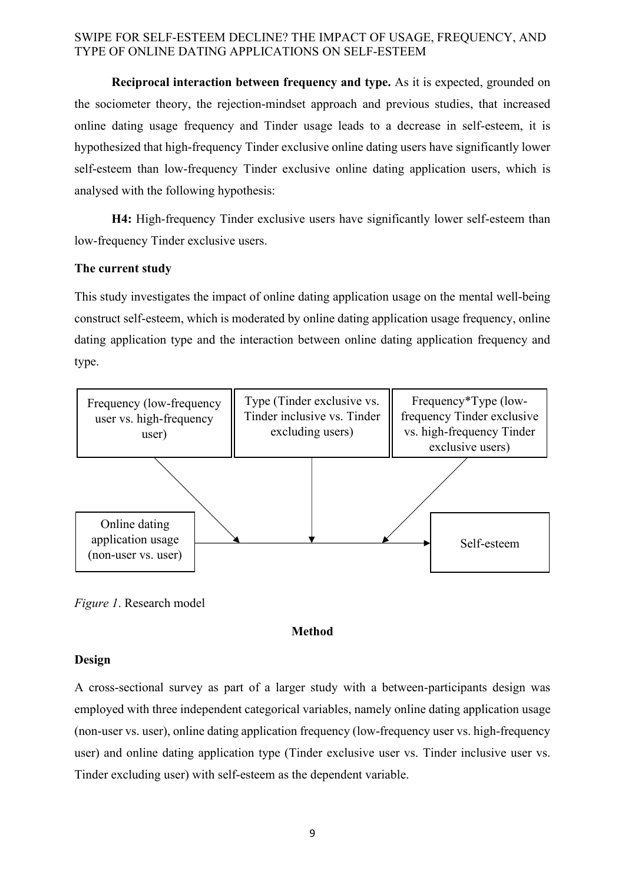**Reciprocal interaction between frequency and type.** As it is expected, grounded on the sociometer theory, the rejection-mindset approach and previous studies, that increased online dating usage frequency and Tinder usage leads to a decrease in self-esteem, it is hypothesized that high-frequency Tinder exclusive online dating users have significantly lower self-esteem than low-frequency Tinder exclusive online dating application users, which is analysed with the following hypothesis:

**H4:** High-frequency Tinder exclusive users have significantly lower self-esteem than low-frequency Tinder exclusive users.

## The current study

This study investigates the impact of online dating application usage on the mental well-being construct self-esteem, which is moderated by online dating application usage frequency, online dating application type and the interaction between online dating application frequency and type.

Frequency (low-frequency user vs. high-frequency user)

Type (Tinder exclusive vs. Tinder inclusive vs. Tinder excluding users)

Frequency*Type (low-frequency Tinder exclusive vs. high-frequency Tinder exclusive users)

Online dating application usage (non-user vs. user)

Self-esteem

*Figure 1*. Research model

# Method

## Design

A cross-sectional survey as part of a larger study with a between-participants design was employed with three independent categorical variables, namely online dating application usage (non-user vs. user), online dating application frequency (low-frequency user vs. high-frequency user) and online dating application type (Tinder exclusive user vs. Tinder inclusive user vs. Tinder excluding user) with self-esteem as the dependent variable.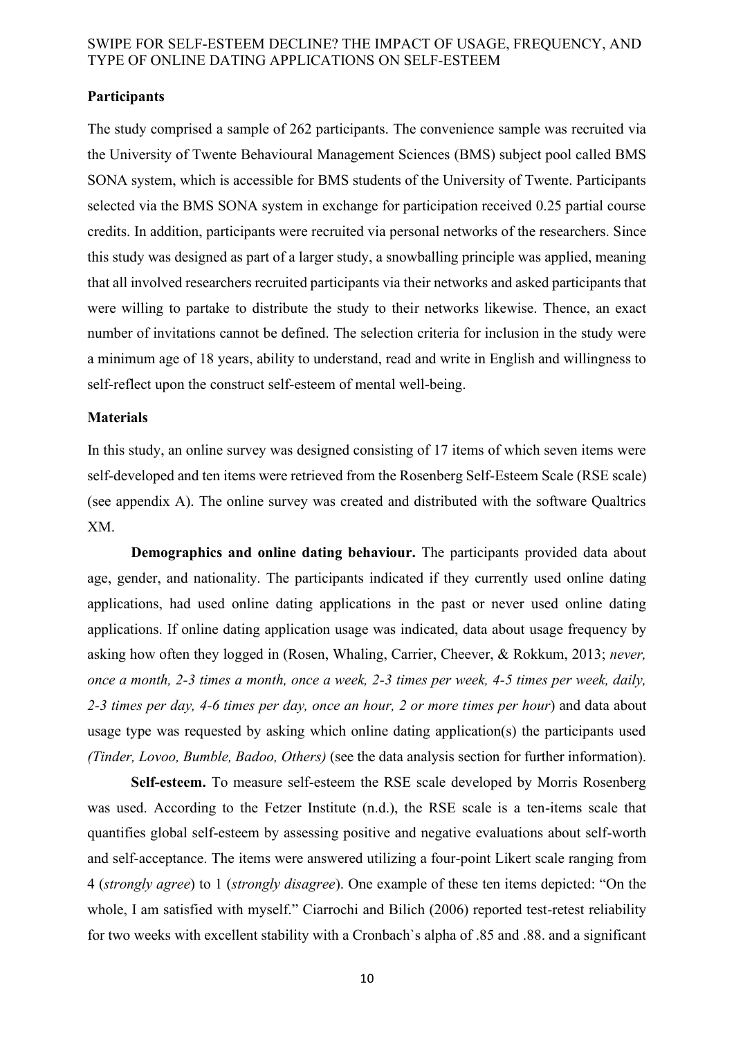**Participants**

The study comprised a sample of 262 participants. The convenience sample was recruited via the University of Twente Behavioural Management Sciences (BMS) subject pool called BMS SONA system, which is accessible for BMS students of the University of Twente. Participants selected via the BMS SONA system in exchange for participation received 0.25 partial course credits. In addition, participants were recruited via personal networks of the researchers. Since this study was designed as part of a larger study, a snowballing principle was applied, meaning that all involved researchers recruited participants via their networks and asked participants that were willing to partake to distribute the study to their networks likewise. Thence, an exact number of invitations cannot be defined. The selection criteria for inclusion in the study were a minimum age of 18 years, ability to understand, read and write in English and willingness to self-reflect upon the construct self-esteem of mental well-being.

**Materials**

In this study, an online survey was designed consisting of 17 items of which seven items were self-developed and ten items were retrieved from the Rosenberg Self-Esteem Scale (RSE scale) (see appendix A). The online survey was created and distributed with the software Qualtrics XM.

**Demographics and online dating behaviour.** The participants provided data about age, gender, and nationality. The participants indicated if they currently used online dating applications, had used online dating applications in the past or never used online dating applications. If online dating application usage was indicated, data about usage frequency by asking how often they logged in (Rosen, Whaling, Carrier, Cheever, & Rokkum, 2013; *never, once a month, 2-3 times a month, once a week, 2-3 times per week, 4-5 times per week, daily, 2-3 times per day, 4-6 times per day, once an hour, 2 or more times per hour*) and data about usage type was requested by asking which online dating application(s) the participants used *(Tinder, Lovoo, Bumble, Badoo, Others)* (see the data analysis section for further information).

**Self-esteem.** To measure self-esteem the RSE scale developed by Morris Rosenberg was used. According to the Fetzer Institute (n.d.), the RSE scale is a ten-items scale that quantifies global self-esteem by assessing positive and negative evaluations about self-worth and self-acceptance. The items were answered utilizing a four-point Likert scale ranging from 4 (*strongly agree*) to 1 (*strongly disagree*). One example of these ten items depicted: "On the whole, I am satisfied with myself." Ciarrochi and Bilich (2006) reported test-retest reliability for two weeks with excellent stability with a Cronbach`s alpha of .85 and .88. and a significant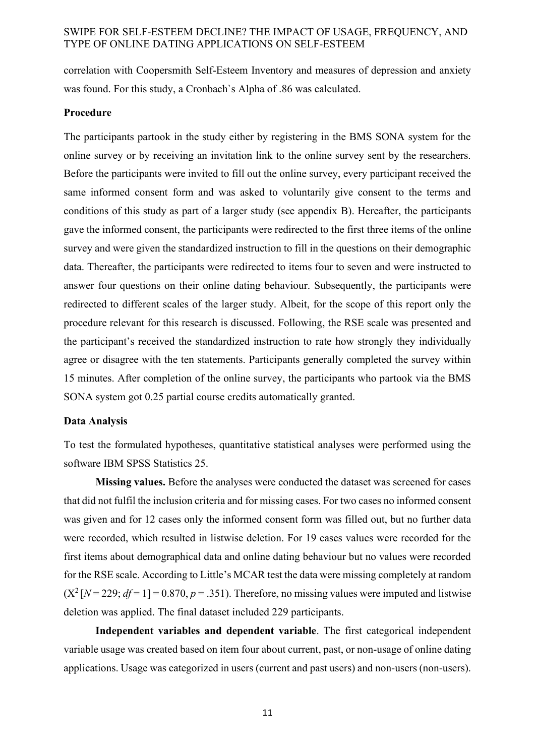correlation with Coopersmith Self-Esteem Inventory and measures of depression and anxiety was found. For this study, a Cronbach`s Alpha of .86 was calculated.

**Procedure**

The participants partook in the study either by registering in the BMS SONA system for the online survey or by receiving an invitation link to the online survey sent by the researchers. Before the participants were invited to fill out the online survey, every participant received the same informed consent form and was asked to voluntarily give consent to the terms and conditions of this study as part of a larger study (see appendix B). Hereafter, the participants gave the informed consent, the participants were redirected to the first three items of the online survey and were given the standardized instruction to fill in the questions on their demographic data. Thereafter, the participants were redirected to items four to seven and were instructed to answer four questions on their online dating behaviour. Subsequently, the participants were redirected to different scales of the larger study. Albeit, for the scope of this report only the procedure relevant for this research is discussed. Following, the RSE scale was presented and the participant's received the standardized instruction to rate how strongly they individually agree or disagree with the ten statements. Participants generally completed the survey within 15 minutes. After completion of the online survey, the participants who partook via the BMS SONA system got 0.25 partial course credits automatically granted.

**Data Analysis**

To test the formulated hypotheses, quantitative statistical analyses were performed using the software IBM SPSS Statistics 25.

**Missing values.** Before the analyses were conducted the dataset was screened for cases that did not fulfil the inclusion criteria and for missing cases. For two cases no informed consent was given and for 12 cases only the informed consent form was filled out, but no further data were recorded, which resulted in listwise deletion. For 19 cases values were recorded for the first items about demographical data and online dating behaviour but no values were recorded for the RSE scale. According to Little's MCAR test the data were missing completely at random ($X^2$ [$N$ = 229; $df$ = 1] = 0.870, $p$ = .351). Therefore, no missing values were imputed and listwise deletion was applied. The final dataset included 229 participants.

**Independent variables and dependent variable**. The first categorical independent variable usage was created based on item four about current, past, or non-usage of online dating applications. Usage was categorized in users (current and past users) and non-users (non-users).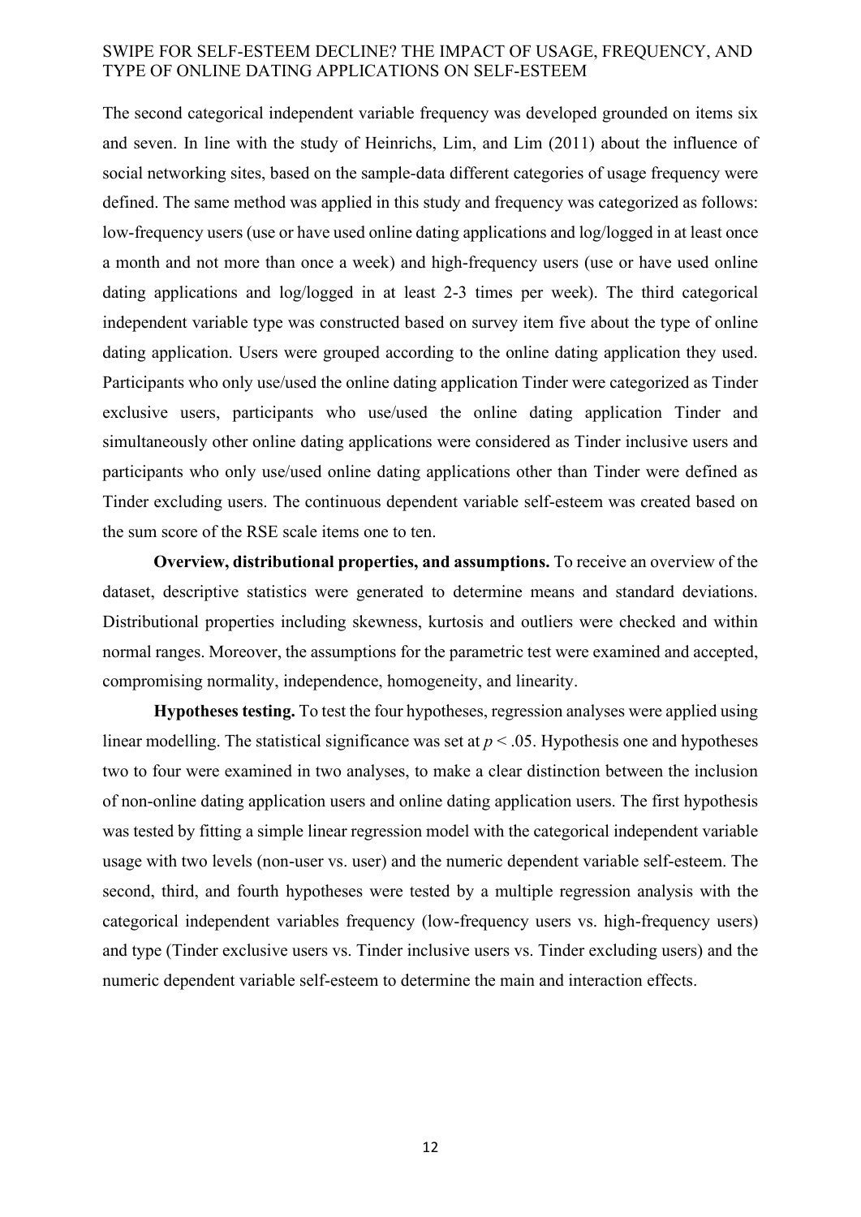The second categorical independent variable frequency was developed grounded on items six and seven. In line with the study of Heinrichs, Lim, and Lim (2011) about the influence of social networking sites, based on the sample-data different categories of usage frequency were defined. The same method was applied in this study and frequency was categorized as follows: low-frequency users (use or have used online dating applications and log/logged in at least once a month and not more than once a week) and high-frequency users (use or have used online dating applications and log/logged in at least 2-3 times per week). The third categorical independent variable type was constructed based on survey item five about the type of online dating application. Users were grouped according to the online dating application they used. Participants who only use/used the online dating application Tinder were categorized as Tinder exclusive users, participants who use/used the online dating application Tinder and simultaneously other online dating applications were considered as Tinder inclusive users and participants who only use/used online dating applications other than Tinder were defined as Tinder excluding users. The continuous dependent variable self-esteem was created based on the sum score of the RSE scale items one to ten.

**Overview, distributional properties, and assumptions.** To receive an overview of the dataset, descriptive statistics were generated to determine means and standard deviations. Distributional properties including skewness, kurtosis and outliers were checked and within normal ranges. Moreover, the assumptions for the parametric test were examined and accepted, compromising normality, independence, homogeneity, and linearity.

**Hypotheses testing.** To test the four hypotheses, regression analyses were applied using linear modelling. The statistical significance was set at $p < .05$. Hypothesis one and hypotheses two to four were examined in two analyses, to make a clear distinction between the inclusion of non-online dating application users and online dating application users. The first hypothesis was tested by fitting a simple linear regression model with the categorical independent variable usage with two levels (non-user vs. user) and the numeric dependent variable self-esteem. The second, third, and fourth hypotheses were tested by a multiple regression analysis with the categorical independent variables frequency (low-frequency users vs. high-frequency users) and type (Tinder exclusive users vs. Tinder inclusive users vs. Tinder excluding users) and the numeric dependent variable self-esteem to determine the main and interaction effects.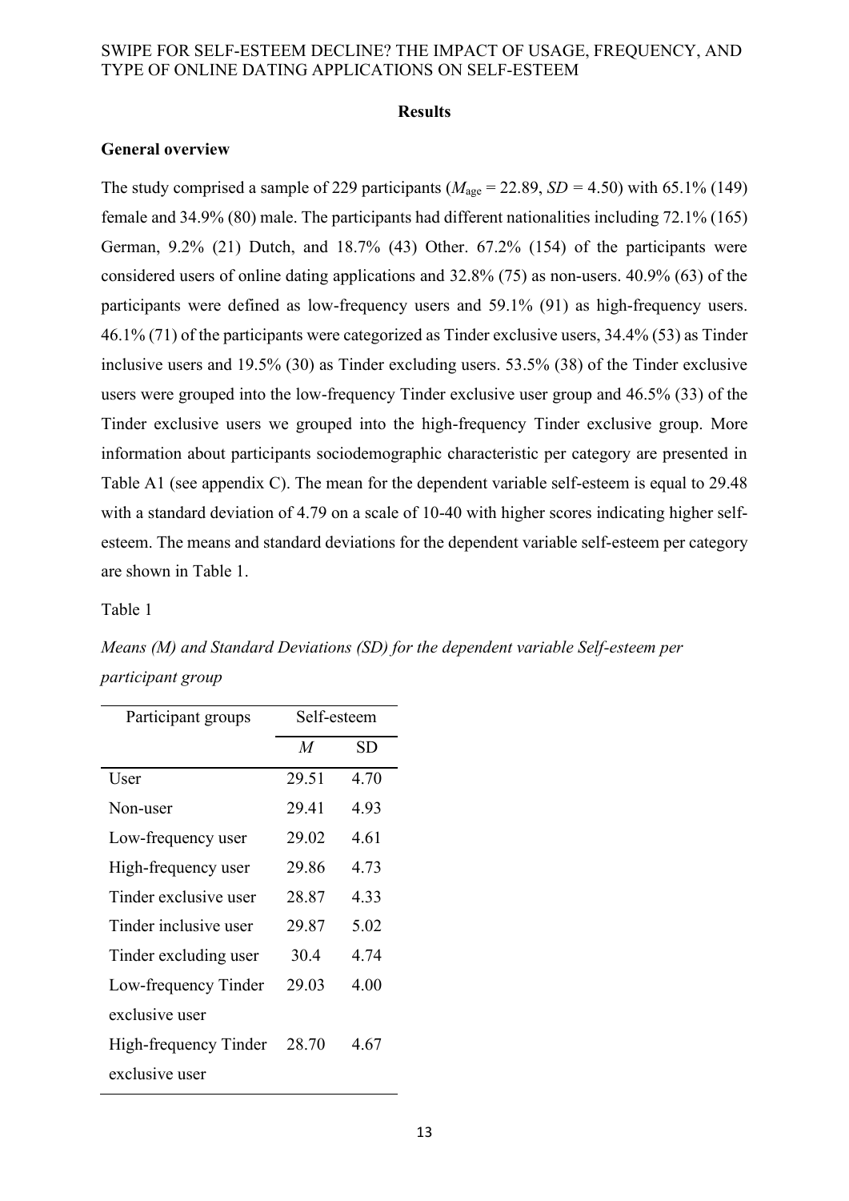# Results

## General overview

The study comprised a sample of 229 participants ($M_{age}$ = 22.89, $SD$ = 4.50) with 65.1% (149) female and 34.9% (80) male. The participants had different nationalities including 72.1% (165) German, 9.2% (21) Dutch, and 18.7% (43) Other. 67.2% (154) of the participants were considered users of online dating applications and 32.8% (75) as non-users. 40.9% (63) of the participants were defined as low-frequency users and 59.1% (91) as high-frequency users. 46.1% (71) of the participants were categorized as Tinder exclusive users, 34.4% (53) as Tinder inclusive users and 19.5% (30) as Tinder excluding users. 53.5% (38) of the Tinder exclusive users were grouped into the low-frequency Tinder exclusive user group and 46.5% (33) of the Tinder exclusive users we grouped into the high-frequency Tinder exclusive group. More information about participants sociodemographic characteristic per category are presented in Table A1 (see appendix C). The mean for the dependent variable self-esteem is equal to 29.48 with a standard deviation of 4.79 on a scale of 10-40 with higher scores indicating higher self-esteem. The means and standard deviations for the dependent variable self-esteem per category are shown in Table 1.

Table 1

*Means (M) and Standard Deviations (SD) for the dependent variable Self-esteem per participant group*

| Participant groups | Self-esteem | |
|---|---|---|
| | *M* | SD |
| User | 29.51 | 4.70 |
| Non-user | 29.41 | 4.93 |
| Low-frequency user | 29.02 | 4.61 |
| High-frequency user | 29.86 | 4.73 |
| Tinder exclusive user | 28.87 | 4.33 |
| Tinder inclusive user | 29.87 | 5.02 |
| Tinder excluding user | 30.4 | 4.74 |
| Low-frequency Tinder exclusive user | 29.03 | 4.00 |
| High-frequency Tinder exclusive user | 28.70 | 4.67 |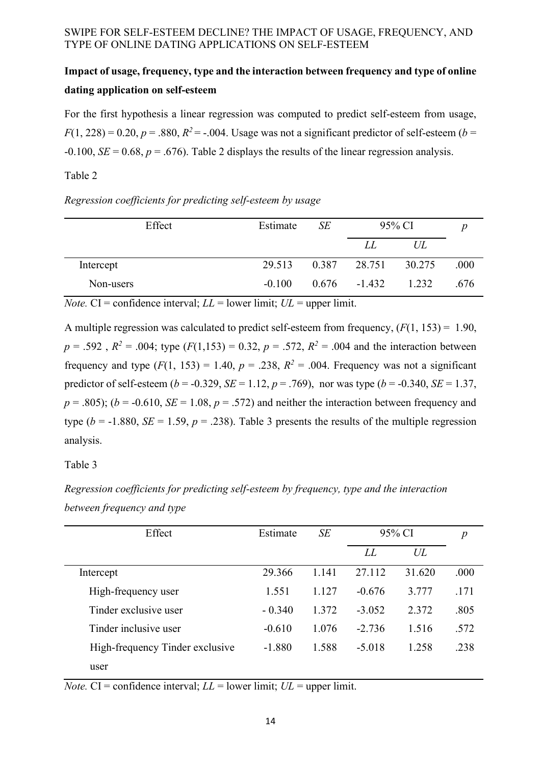**Impact of usage, frequency, type and the interaction between frequency and type of online dating application on self-esteem**

For the first hypothesis a linear regression was computed to predict self-esteem from usage, $F(1, 228) = 0.20$, $p = .880$, $R^2 = -.004$. Usage was not a significant predictor of self-esteem ($b = -0.100$, $SE = 0.68$, $p = .676$). Table 2 displays the results of the linear regression analysis.

Table 2

*Regression coefficients for predicting self-esteem by usage*

| Effect | Estimate | *SE* | 95% CI | | *p* |
|---|---|---|---|---|---|
| | | | *LL* | *UL* | |
| Intercept | 29.513 | 0.387 | 28.751 | 30.275 | .000 |
| Non-users | -0.100 | 0.676 | -1.432 | 1.232 | .676 |

*Note.* CI = confidence interval; *LL* = lower limit; *UL* = upper limit.

A multiple regression was calculated to predict self-esteem from frequency, ($F(1, 153) = 1.90$, $p = .592$ , $R^2 = .004$; type ($F(1,153) = 0.32$, $p = .572$, $R^2 = .004$ and the interaction between frequency and type ($F(1, 153) = 1.40$, $p = .238$, $R^2 = .004$. Frequency was not a significant predictor of self-esteem ($b = -0.329$, $SE = 1.12$, $p = .769$), nor was type ($b = -0.340$, $SE = 1.37$, $p = .805$); ($b = -0.610$, $SE = 1.08$, $p = .572$) and neither the interaction between frequency and type ($b = -1.880$, $SE = 1.59$, $p = .238$). Table 3 presents the results of the multiple regression analysis.

Table 3

*Regression coefficients for predicting self-esteem by frequency, type and the interaction between frequency and type*

| Effect | Estimate | *SE* | 95% CI | | *p* |
|---|---|---|---|---|---|
| | | | *LL* | *UL* | |
| Intercept | 29.366 | 1.141 | 27.112 | 31.620 | .000 |
| High-frequency user | 1.551 | 1.127 | -0.676 | 3.777 | .171 |
| Tinder exclusive user | - 0.340 | 1.372 | -3.052 | 2.372 | .805 |
| Tinder inclusive user | -0.610 | 1.076 | -2.736 | 1.516 | .572 |
| High-frequency Tinder exclusive user | -1.880 | 1.588 | -5.018 | 1.258 | .238 |

*Note.* CI = confidence interval; *LL* = lower limit; *UL* = upper limit.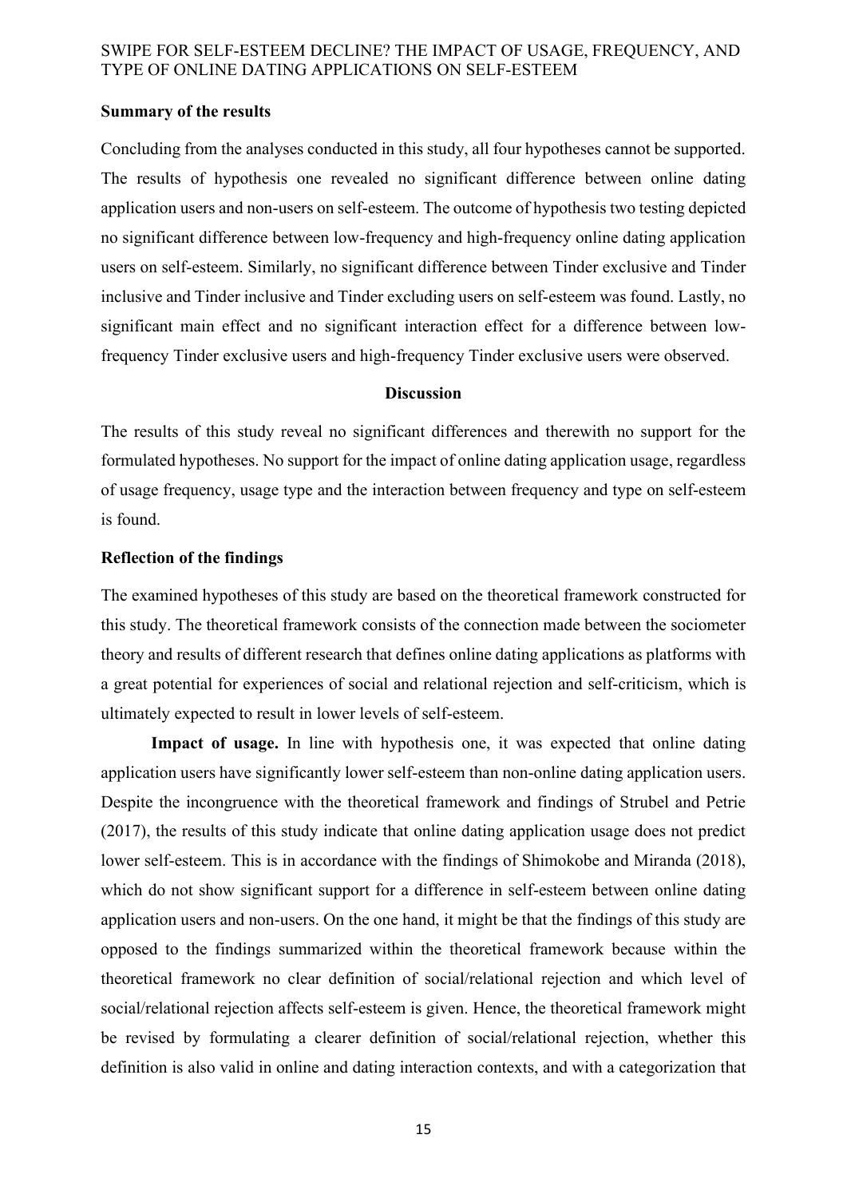## Summary of the results

Concluding from the analyses conducted in this study, all four hypotheses cannot be supported. The results of hypothesis one revealed no significant difference between online dating application users and non-users on self-esteem. The outcome of hypothesis two testing depicted no significant difference between low-frequency and high-frequency online dating application users on self-esteem. Similarly, no significant difference between Tinder exclusive and Tinder inclusive and Tinder inclusive and Tinder excluding users on self-esteem was found. Lastly, no significant main effect and no significant interaction effect for a difference between low-frequency Tinder exclusive users and high-frequency Tinder exclusive users were observed.

# Discussion

The results of this study reveal no significant differences and therewith no support for the formulated hypotheses. No support for the impact of online dating application usage, regardless of usage frequency, usage type and the interaction between frequency and type on self-esteem is found.

## Reflection of the findings

The examined hypotheses of this study are based on the theoretical framework constructed for this study. The theoretical framework consists of the connection made between the sociometer theory and results of different research that defines online dating applications as platforms with a great potential for experiences of social and relational rejection and self-criticism, which is ultimately expected to result in lower levels of self-esteem.

**Impact of usage.** In line with hypothesis one, it was expected that online dating application users have significantly lower self-esteem than non-online dating application users. Despite the incongruence with the theoretical framework and findings of Strubel and Petrie (2017), the results of this study indicate that online dating application usage does not predict lower self-esteem. This is in accordance with the findings of Shimokobe and Miranda (2018), which do not show significant support for a difference in self-esteem between online dating application users and non-users. On the one hand, it might be that the findings of this study are opposed to the findings summarized within the theoretical framework because within the theoretical framework no clear definition of social/relational rejection and which level of social/relational rejection affects self-esteem is given. Hence, the theoretical framework might be revised by formulating a clearer definition of social/relational rejection, whether this definition is also valid in online and dating interaction contexts, and with a categorization that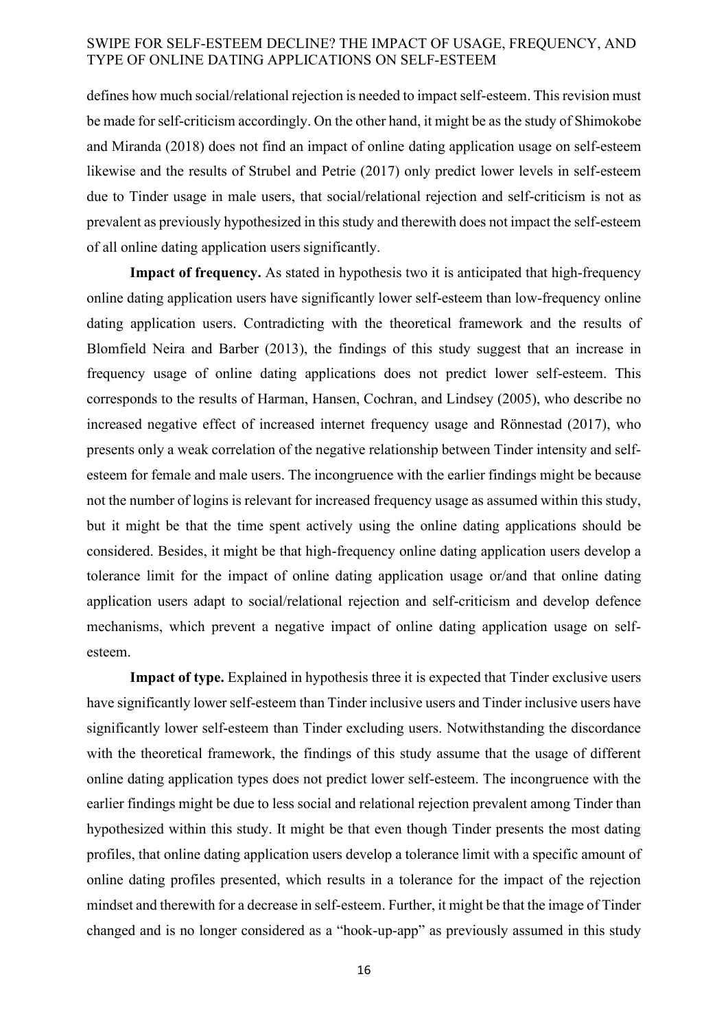defines how much social/relational rejection is needed to impact self-esteem. This revision must be made for self-criticism accordingly. On the other hand, it might be as the study of Shimokobe and Miranda (2018) does not find an impact of online dating application usage on self-esteem likewise and the results of Strubel and Petrie (2017) only predict lower levels in self-esteem due to Tinder usage in male users, that social/relational rejection and self-criticism is not as prevalent as previously hypothesized in this study and therewith does not impact the self-esteem of all online dating application users significantly.

**Impact of frequency.** As stated in hypothesis two it is anticipated that high-frequency online dating application users have significantly lower self-esteem than low-frequency online dating application users. Contradicting with the theoretical framework and the results of Blomfield Neira and Barber (2013), the findings of this study suggest that an increase in frequency usage of online dating applications does not predict lower self-esteem. This corresponds to the results of Harman, Hansen, Cochran, and Lindsey (2005), who describe no increased negative effect of increased internet frequency usage and Rönnestad (2017), who presents only a weak correlation of the negative relationship between Tinder intensity and self-esteem for female and male users. The incongruence with the earlier findings might be because not the number of logins is relevant for increased frequency usage as assumed within this study, but it might be that the time spent actively using the online dating applications should be considered. Besides, it might be that high-frequency online dating application users develop a tolerance limit for the impact of online dating application usage or/and that online dating application users adapt to social/relational rejection and self-criticism and develop defence mechanisms, which prevent a negative impact of online dating application usage on self-esteem.

**Impact of type.** Explained in hypothesis three it is expected that Tinder exclusive users have significantly lower self-esteem than Tinder inclusive users and Tinder inclusive users have significantly lower self-esteem than Tinder excluding users. Notwithstanding the discordance with the theoretical framework, the findings of this study assume that the usage of different online dating application types does not predict lower self-esteem. The incongruence with the earlier findings might be due to less social and relational rejection prevalent among Tinder than hypothesized within this study. It might be that even though Tinder presents the most dating profiles, that online dating application users develop a tolerance limit with a specific amount of online dating profiles presented, which results in a tolerance for the impact of the rejection mindset and therewith for a decrease in self-esteem. Further, it might be that the image of Tinder changed and is no longer considered as a "hook-up-app" as previously assumed in this study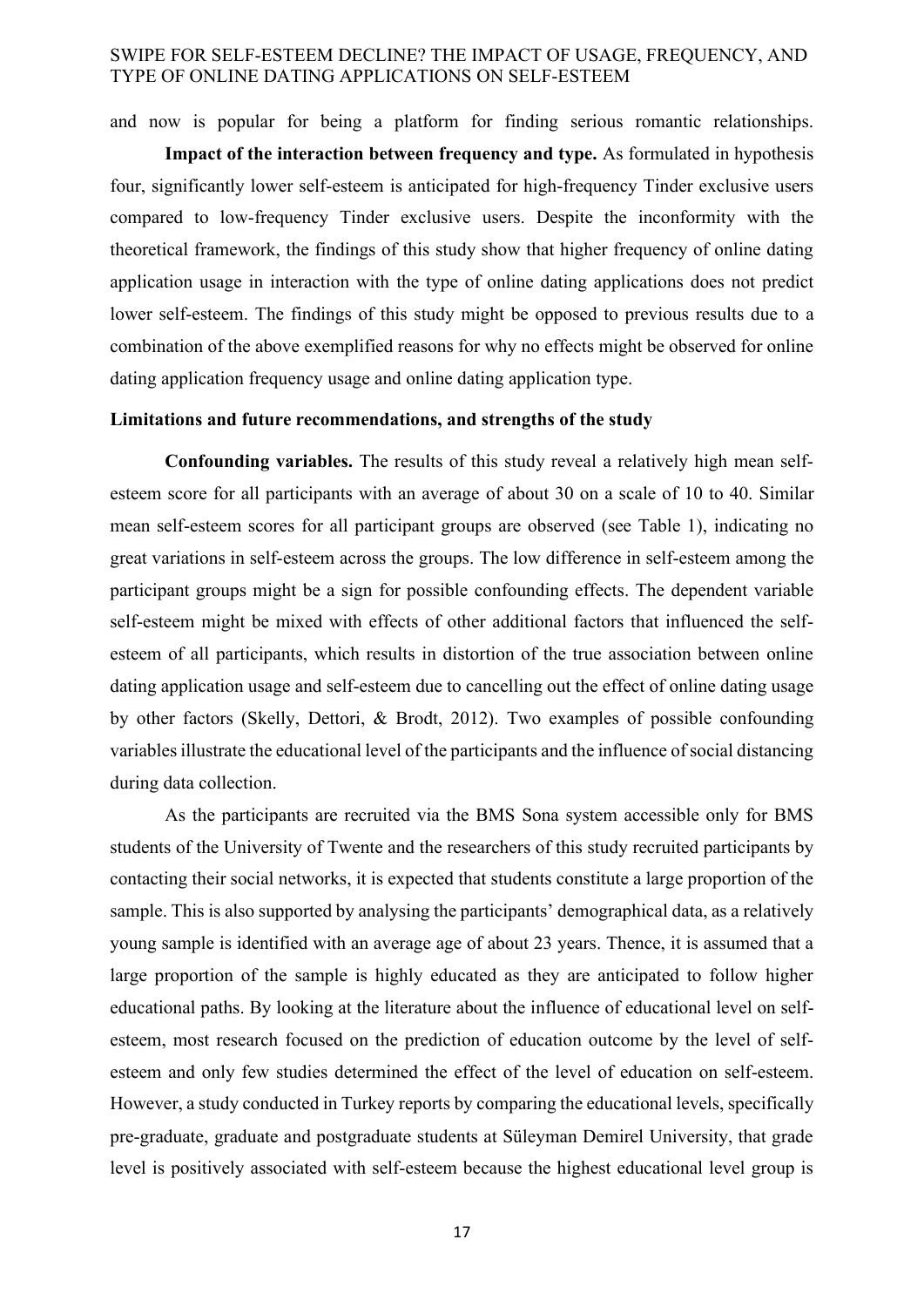and now is popular for being a platform for finding serious romantic relationships.

**Impact of the interaction between frequency and type.** As formulated in hypothesis four, significantly lower self-esteem is anticipated for high-frequency Tinder exclusive users compared to low-frequency Tinder exclusive users. Despite the inconformity with the theoretical framework, the findings of this study show that higher frequency of online dating application usage in interaction with the type of online dating applications does not predict lower self-esteem. The findings of this study might be opposed to previous results due to a combination of the above exemplified reasons for why no effects might be observed for online dating application frequency usage and online dating application type.

### Limitations and future recommendations, and strengths of the study

**Confounding variables.** The results of this study reveal a relatively high mean self-esteem score for all participants with an average of about 30 on a scale of 10 to 40. Similar mean self-esteem scores for all participant groups are observed (see Table 1), indicating no great variations in self-esteem across the groups. The low difference in self-esteem among the participant groups might be a sign for possible confounding effects. The dependent variable self-esteem might be mixed with effects of other additional factors that influenced the self-esteem of all participants, which results in distortion of the true association between online dating application usage and self-esteem due to cancelling out the effect of online dating usage by other factors (Skelly, Dettori, & Brodt, 2012). Two examples of possible confounding variables illustrate the educational level of the participants and the influence of social distancing during data collection.

As the participants are recruited via the BMS Sona system accessible only for BMS students of the University of Twente and the researchers of this study recruited participants by contacting their social networks, it is expected that students constitute a large proportion of the sample. This is also supported by analysing the participants' demographical data, as a relatively young sample is identified with an average age of about 23 years. Thence, it is assumed that a large proportion of the sample is highly educated as they are anticipated to follow higher educational paths. By looking at the literature about the influence of educational level on self-esteem, most research focused on the prediction of education outcome by the level of self-esteem and only few studies determined the effect of the level of education on self-esteem. However, a study conducted in Turkey reports by comparing the educational levels, specifically pre-graduate, graduate and postgraduate students at Süleyman Demirel University, that grade level is positively associated with self-esteem because the highest educational level group is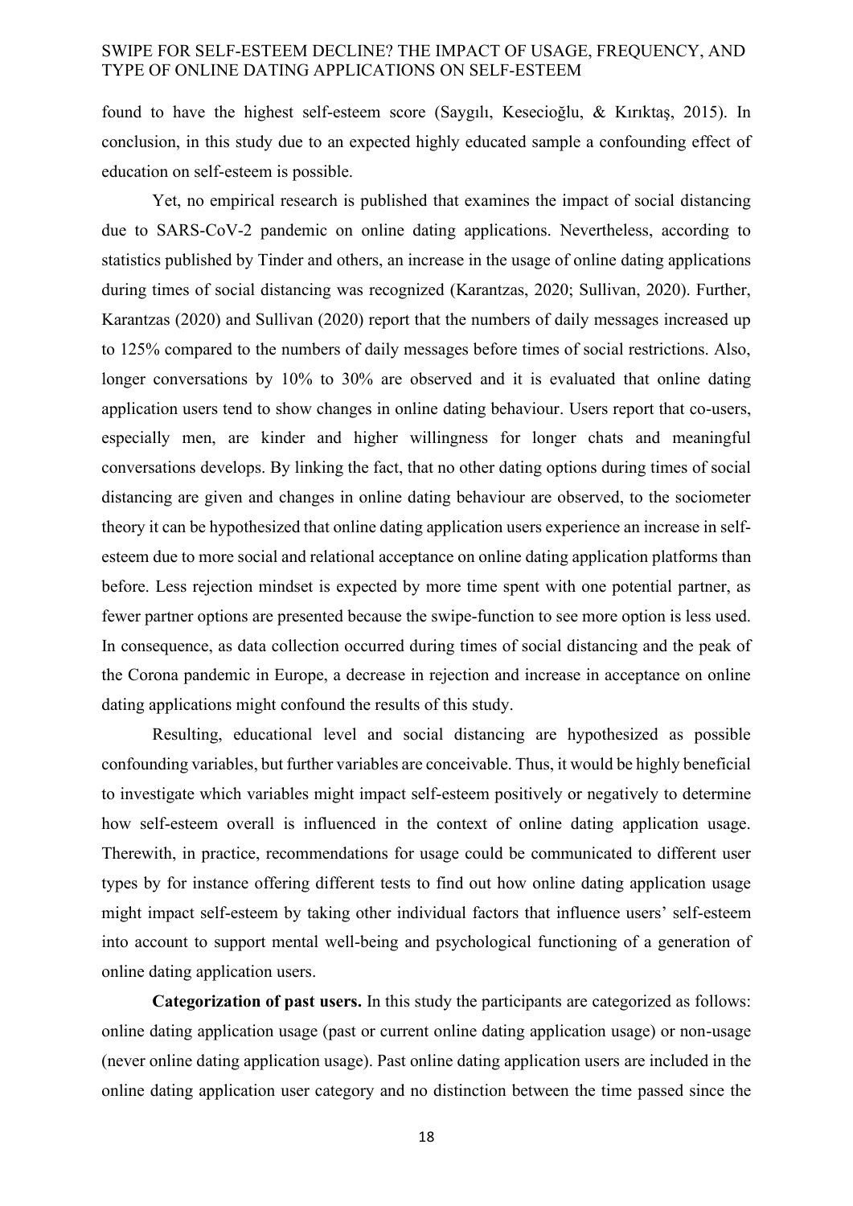found to have the highest self-esteem score (Saygılı, Kesecioğlu, & Kırıktaş, 2015). In conclusion, in this study due to an expected highly educated sample a confounding effect of education on self-esteem is possible.

Yet, no empirical research is published that examines the impact of social distancing due to SARS-CoV-2 pandemic on online dating applications. Nevertheless, according to statistics published by Tinder and others, an increase in the usage of online dating applications during times of social distancing was recognized (Karantzas, 2020; Sullivan, 2020). Further, Karantzas (2020) and Sullivan (2020) report that the numbers of daily messages increased up to 125% compared to the numbers of daily messages before times of social restrictions. Also, longer conversations by 10% to 30% are observed and it is evaluated that online dating application users tend to show changes in online dating behaviour. Users report that co-users, especially men, are kinder and higher willingness for longer chats and meaningful conversations develops. By linking the fact, that no other dating options during times of social distancing are given and changes in online dating behaviour are observed, to the sociometer theory it can be hypothesized that online dating application users experience an increase in self-esteem due to more social and relational acceptance on online dating application platforms than before. Less rejection mindset is expected by more time spent with one potential partner, as fewer partner options are presented because the swipe-function to see more option is less used. In consequence, as data collection occurred during times of social distancing and the peak of the Corona pandemic in Europe, a decrease in rejection and increase in acceptance on online dating applications might confound the results of this study.

Resulting, educational level and social distancing are hypothesized as possible confounding variables, but further variables are conceivable. Thus, it would be highly beneficial to investigate which variables might impact self-esteem positively or negatively to determine how self-esteem overall is influenced in the context of online dating application usage. Therewith, in practice, recommendations for usage could be communicated to different user types by for instance offering different tests to find out how online dating application usage might impact self-esteem by taking other individual factors that influence users' self-esteem into account to support mental well-being and psychological functioning of a generation of online dating application users.

**Categorization of past users.** In this study the participants are categorized as follows: online dating application usage (past or current online dating application usage) or non-usage (never online dating application usage). Past online dating application users are included in the online dating application user category and no distinction between the time passed since the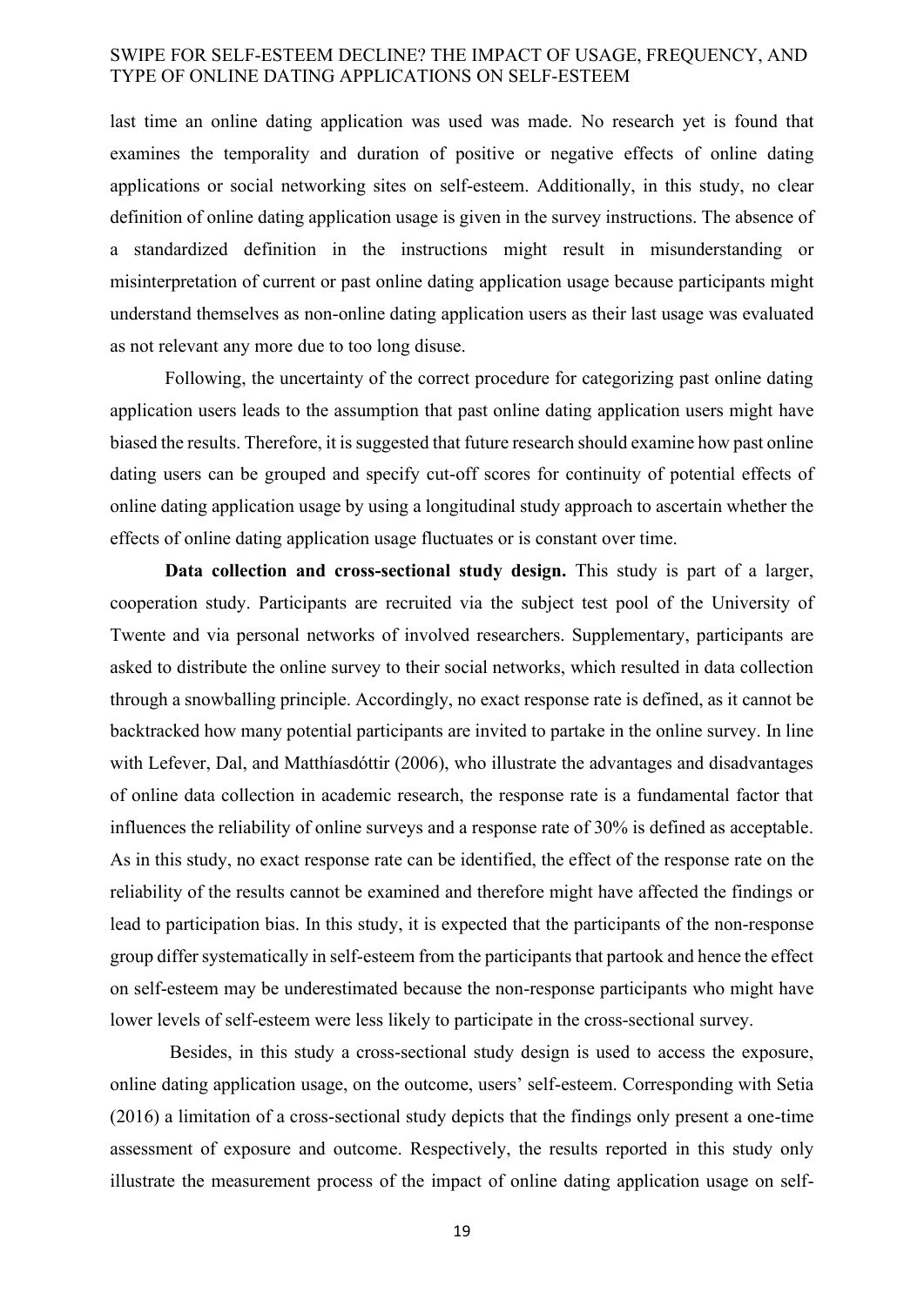last time an online dating application was used was made. No research yet is found that examines the temporality and duration of positive or negative effects of online dating applications or social networking sites on self-esteem. Additionally, in this study, no clear definition of online dating application usage is given in the survey instructions. The absence of a standardized definition in the instructions might result in misunderstanding or misinterpretation of current or past online dating application usage because participants might understand themselves as non-online dating application users as their last usage was evaluated as not relevant any more due to too long disuse.

Following, the uncertainty of the correct procedure for categorizing past online dating application users leads to the assumption that past online dating application users might have biased the results. Therefore, it is suggested that future research should examine how past online dating users can be grouped and specify cut-off scores for continuity of potential effects of online dating application usage by using a longitudinal study approach to ascertain whether the effects of online dating application usage fluctuates or is constant over time.

**Data collection and cross-sectional study design.** This study is part of a larger, cooperation study. Participants are recruited via the subject test pool of the University of Twente and via personal networks of involved researchers. Supplementary, participants are asked to distribute the online survey to their social networks, which resulted in data collection through a snowballing principle. Accordingly, no exact response rate is defined, as it cannot be backtracked how many potential participants are invited to partake in the online survey. In line with Lefever, Dal, and Matthíasdóttir (2006), who illustrate the advantages and disadvantages of online data collection in academic research, the response rate is a fundamental factor that influences the reliability of online surveys and a response rate of 30% is defined as acceptable. As in this study, no exact response rate can be identified, the effect of the response rate on the reliability of the results cannot be examined and therefore might have affected the findings or lead to participation bias. In this study, it is expected that the participants of the non-response group differ systematically in self-esteem from the participants that partook and hence the effect on self-esteem may be underestimated because the non-response participants who might have lower levels of self-esteem were less likely to participate in the cross-sectional survey.

Besides, in this study a cross-sectional study design is used to access the exposure, online dating application usage, on the outcome, users' self-esteem. Corresponding with Setia (2016) a limitation of a cross-sectional study depicts that the findings only present a one-time assessment of exposure and outcome. Respectively, the results reported in this study only illustrate the measurement process of the impact of online dating application usage on self-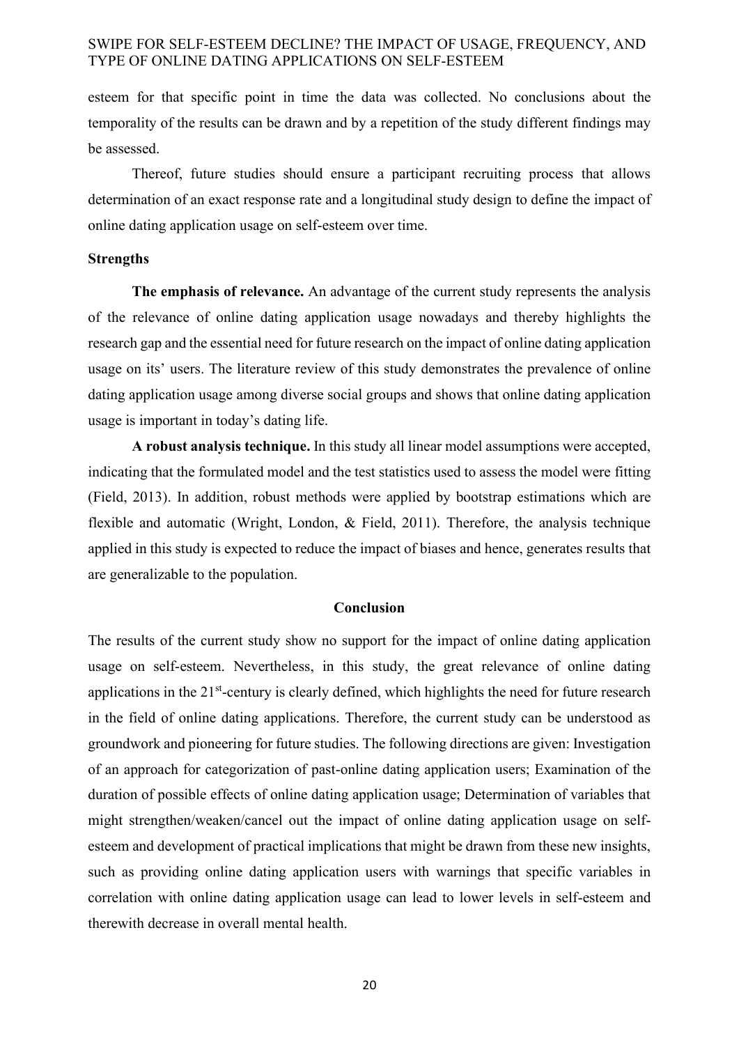esteem for that specific point in time the data was collected. No conclusions about the temporality of the results can be drawn and by a repetition of the study different findings may be assessed.

Thereof, future studies should ensure a participant recruiting process that allows determination of an exact response rate and a longitudinal study design to define the impact of online dating application usage on self-esteem over time.

### Strengths

**The emphasis of relevance.** An advantage of the current study represents the analysis of the relevance of online dating application usage nowadays and thereby highlights the research gap and the essential need for future research on the impact of online dating application usage on its' users. The literature review of this study demonstrates the prevalence of online dating application usage among diverse social groups and shows that online dating application usage is important in today's dating life.

**A robust analysis technique.** In this study all linear model assumptions were accepted, indicating that the formulated model and the test statistics used to assess the model were fitting (Field, 2013). In addition, robust methods were applied by bootstrap estimations which are flexible and automatic (Wright, London, & Field, 2011). Therefore, the analysis technique applied in this study is expected to reduce the impact of biases and hence, generates results that are generalizable to the population.

## Conclusion

The results of the current study show no support for the impact of online dating application usage on self-esteem. Nevertheless, in this study, the great relevance of online dating applications in the 21st-century is clearly defined, which highlights the need for future research in the field of online dating applications. Therefore, the current study can be understood as groundwork and pioneering for future studies. The following directions are given: Investigation of an approach for categorization of past-online dating application users; Examination of the duration of possible effects of online dating application usage; Determination of variables that might strengthen/weaken/cancel out the impact of online dating application usage on self-esteem and development of practical implications that might be drawn from these new insights, such as providing online dating application users with warnings that specific variables in correlation with online dating application usage can lead to lower levels in self-esteem and therewith decrease in overall mental health.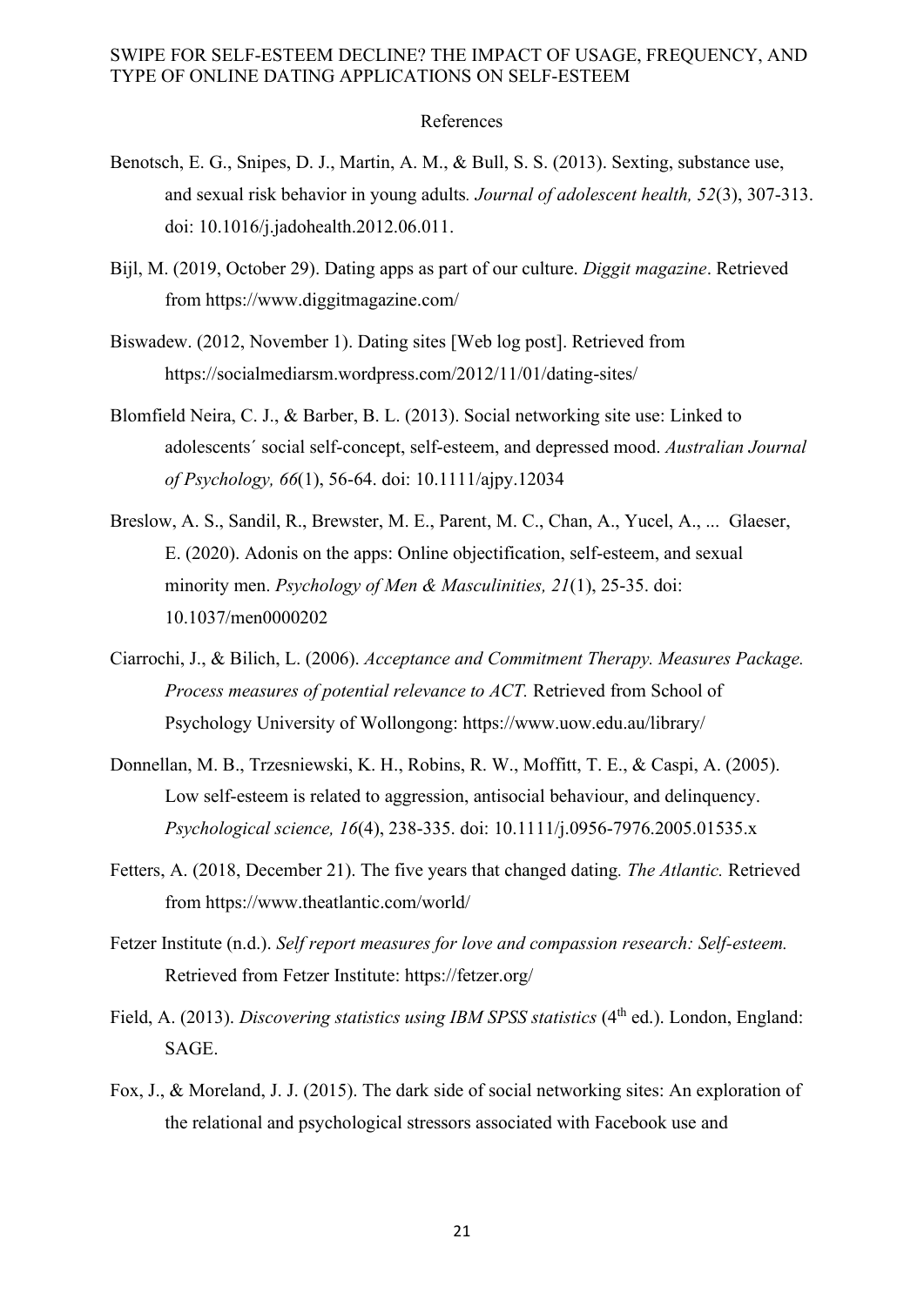References

Benotsch, E. G., Snipes, D. J., Martin, A. M., & Bull, S. S. (2013). Sexting, substance use, and sexual risk behavior in young adults. *Journal of adolescent health, 52*(3), 307-313. doi: 10.1016/j.jadohealth.2012.06.011.

Bijl, M. (2019, October 29). Dating apps as part of our culture. *Diggit magazine*. Retrieved from https://www.diggitmagazine.com/

Biswadew. (2012, November 1). Dating sites [Web log post]. Retrieved from https://socialmediarsm.wordpress.com/2012/11/01/dating-sites/

Blomfield Neira, C. J., & Barber, B. L. (2013). Social networking site use: Linked to adolescents´ social self-concept, self-esteem, and depressed mood. *Australian Journal of Psychology, 66*(1), 56-64. doi: 10.1111/ajpy.12034

Breslow, A. S., Sandil, R., Brewster, M. E., Parent, M. C., Chan, A., Yucel, A., ... Glaeser, E. (2020). Adonis on the apps: Online objectification, self-esteem, and sexual minority men. *Psychology of Men & Masculinities, 21*(1), 25-35. doi: 10.1037/men0000202

Ciarrochi, J., & Bilich, L. (2006). *Acceptance and Commitment Therapy. Measures Package. Process measures of potential relevance to ACT.* Retrieved from School of Psychology University of Wollongong: https://www.uow.edu.au/library/

Donnellan, M. B., Trzesniewski, K. H., Robins, R. W., Moffitt, T. E., & Caspi, A. (2005). Low self-esteem is related to aggression, antisocial behaviour, and delinquency. *Psychological science, 16*(4), 238-335. doi: 10.1111/j.0956-7976.2005.01535.x

Fetters, A. (2018, December 21). The five years that changed dating. *The Atlantic.* Retrieved from https://www.theatlantic.com/world/

Fetzer Institute (n.d.). *Self report measures for love and compassion research: Self-esteem.* Retrieved from Fetzer Institute: https://fetzer.org/

Field, A. (2013). *Discovering statistics using IBM SPSS statistics* (4th ed.). London, England: SAGE.

Fox, J., & Moreland, J. J. (2015). The dark side of social networking sites: An exploration of the relational and psychological stressors associated with Facebook use and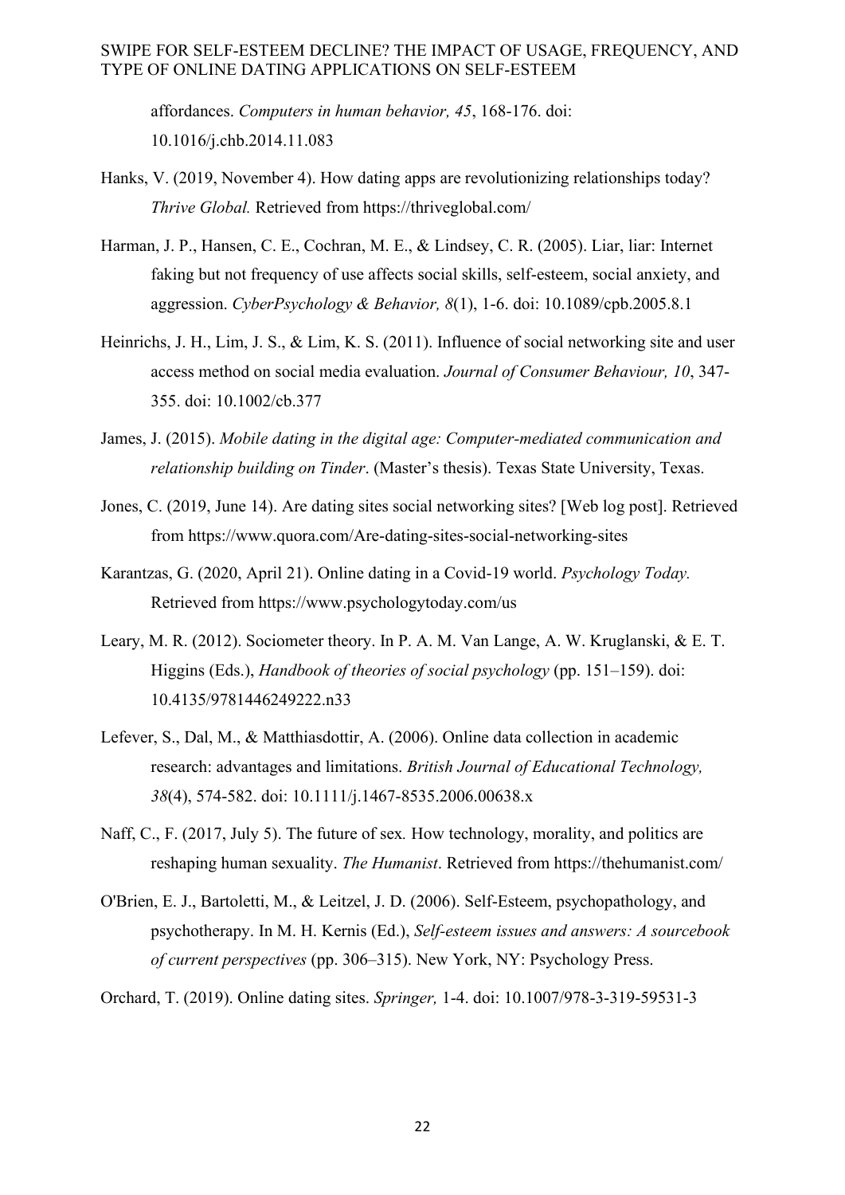affordances. *Computers in human behavior, 45*, 168-176. doi: 10.1016/j.chb.2014.11.083

Hanks, V. (2019, November 4). How dating apps are revolutionizing relationships today? *Thrive Global.* Retrieved from https://thriveglobal.com/

Harman, J. P., Hansen, C. E., Cochran, M. E., & Lindsey, C. R. (2005). Liar, liar: Internet faking but not frequency of use affects social skills, self-esteem, social anxiety, and aggression. *CyberPsychology & Behavior, 8*(1), 1-6. doi: 10.1089/cpb.2005.8.1

Heinrichs, J. H., Lim, J. S., & Lim, K. S. (2011). Influence of social networking site and user access method on social media evaluation. *Journal of Consumer Behaviour, 10*, 347-355. doi: 10.1002/cb.377

James, J. (2015). *Mobile dating in the digital age: Computer-mediated communication and relationship building on Tinder*. (Master's thesis). Texas State University, Texas.

Jones, C. (2019, June 14). Are dating sites social networking sites? [Web log post]. Retrieved from https://www.quora.com/Are-dating-sites-social-networking-sites

Karantzas, G. (2020, April 21). Online dating in a Covid-19 world. *Psychology Today.* Retrieved from https://www.psychologytoday.com/us

Leary, M. R. (2012). Sociometer theory. In P. A. M. Van Lange, A. W. Kruglanski, & E. T. Higgins (Eds.), *Handbook of theories of social psychology* (pp. 151–159). doi: 10.4135/9781446249222.n33

Lefever, S., Dal, M., & Matthiasdottir, A. (2006). Online data collection in academic research: advantages and limitations. *British Journal of Educational Technology, 38*(4), 574-582. doi: 10.1111/j.1467-8535.2006.00638.x

Naff, C., F. (2017, July 5). The future of sex*.* How technology, morality, and politics are reshaping human sexuality. *The Humanist*. Retrieved from https://thehumanist.com/

O'Brien, E. J., Bartoletti, M., & Leitzel, J. D. (2006). Self-Esteem, psychopathology, and psychotherapy. In M. H. Kernis (Ed.), *Self-esteem issues and answers: A sourcebook of current perspectives* (pp. 306–315). New York, NY: Psychology Press.

Orchard, T. (2019). Online dating sites. *Springer,* 1-4. doi: 10.1007/978-3-319-59531-3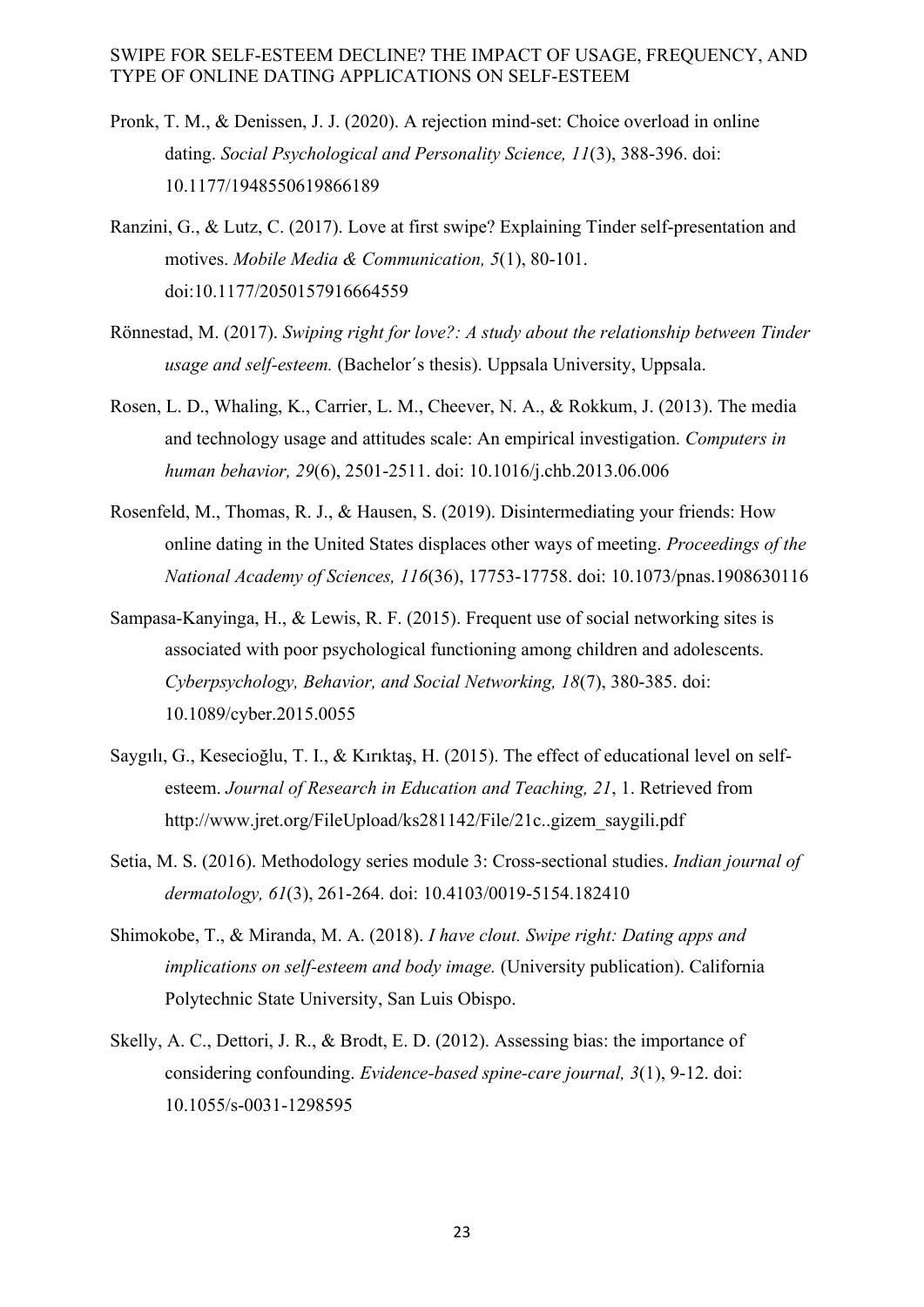Pronk, T. M., & Denissen, J. J. (2020). A rejection mind-set: Choice overload in online dating. *Social Psychological and Personality Science, 11*(3), 388-396. doi: 10.1177/1948550619866189

Ranzini, G., & Lutz, C. (2017). Love at first swipe? Explaining Tinder self-presentation and motives. *Mobile Media & Communication, 5*(1), 80-101. doi:10.1177/2050157916664559

Rönnestad, M. (2017). *Swiping right for love?: A study about the relationship between Tinder usage and self-esteem.* (Bachelor´s thesis). Uppsala University, Uppsala.

Rosen, L. D., Whaling, K., Carrier, L. M., Cheever, N. A., & Rokkum, J. (2013). The media and technology usage and attitudes scale: An empirical investigation. *Computers in human behavior, 29*(6), 2501-2511. doi: 10.1016/j.chb.2013.06.006

Rosenfeld, M., Thomas, R. J., & Hausen, S. (2019). Disintermediating your friends: How online dating in the United States displaces other ways of meeting. *Proceedings of the National Academy of Sciences, 116*(36), 17753-17758. doi: 10.1073/pnas.1908630116

Sampasa-Kanyinga, H., & Lewis, R. F. (2015). Frequent use of social networking sites is associated with poor psychological functioning among children and adolescents. *Cyberpsychology, Behavior, and Social Networking, 18*(7), 380-385. doi: 10.1089/cyber.2015.0055

Saygılı, G., Kesecioğlu, T. I., & Kırıktaş, H. (2015). The effect of educational level on self-esteem. *Journal of Research in Education and Teaching, 21*, 1. Retrieved from http://www.jret.org/FileUpload/ks281142/File/21c..gizem_saygili.pdf

Setia, M. S. (2016). Methodology series module 3: Cross-sectional studies. *Indian journal of dermatology, 61*(3), 261-264. doi: 10.4103/0019-5154.182410

Shimokobe, T., & Miranda, M. A. (2018). *I have clout. Swipe right: Dating apps and implications on self-esteem and body image.* (University publication). California Polytechnic State University, San Luis Obispo.

Skelly, A. C., Dettori, J. R., & Brodt, E. D. (2012). Assessing bias: the importance of considering confounding. *Evidence-based spine-care journal, 3*(1), 9-12. doi: 10.1055/s-0031-1298595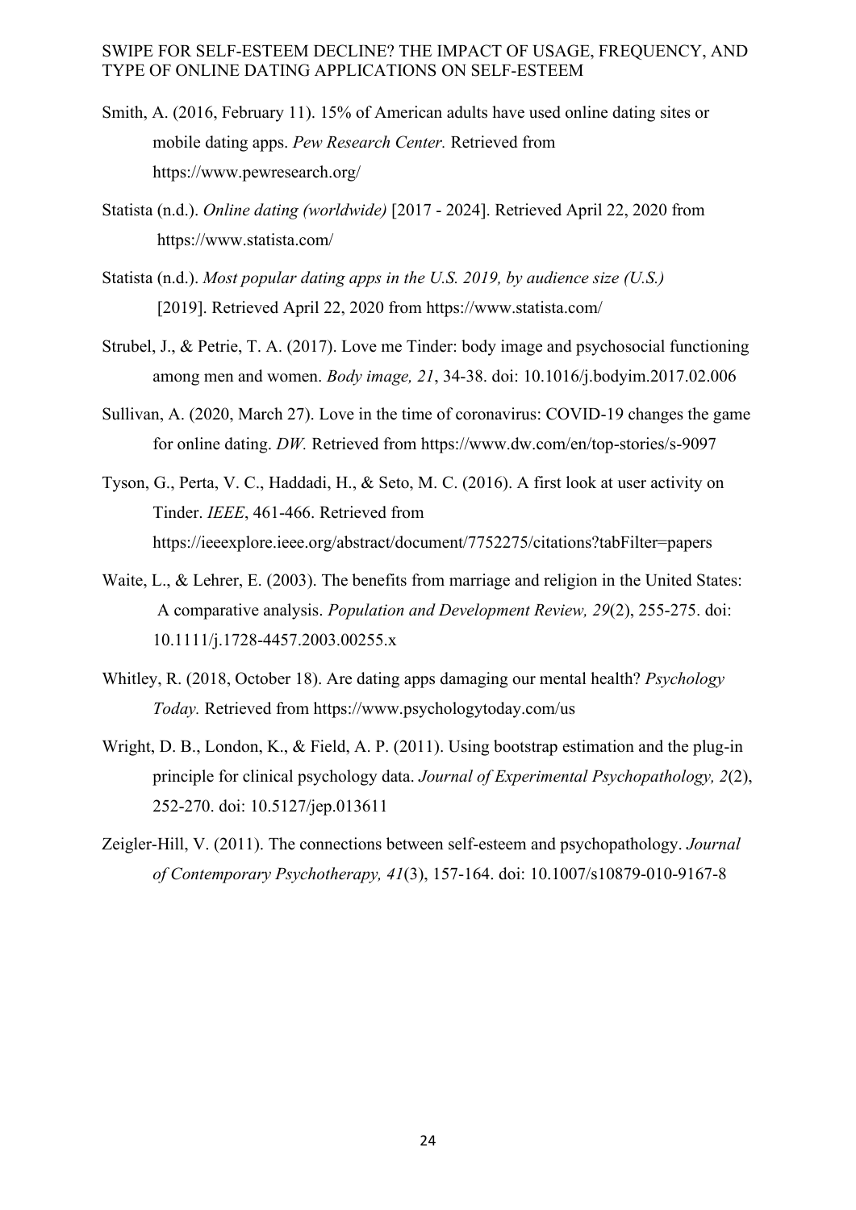Smith, A. (2016, February 11). 15% of American adults have used online dating sites or mobile dating apps. *Pew Research Center.* Retrieved from https://www.pewresearch.org/

Statista (n.d.). *Online dating (worldwide)* [2017 - 2024]. Retrieved April 22, 2020 from https://www.statista.com/

Statista (n.d.). *Most popular dating apps in the U.S. 2019, by audience size (U.S.)* [2019]. Retrieved April 22, 2020 from https://www.statista.com/

Strubel, J., & Petrie, T. A. (2017). Love me Tinder: body image and psychosocial functioning among men and women. *Body image, 21*, 34-38. doi: 10.1016/j.bodyim.2017.02.006

Sullivan, A. (2020, March 27). Love in the time of coronavirus: COVID-19 changes the game for online dating. *DW.* Retrieved from https://www.dw.com/en/top-stories/s-9097

Tyson, G., Perta, V. C., Haddadi, H., & Seto, M. C. (2016). A first look at user activity on Tinder. *IEEE*, 461-466. Retrieved from https://ieeexplore.ieee.org/abstract/document/7752275/citations?tabFilter=papers

Waite, L., & Lehrer, E. (2003). The benefits from marriage and religion in the United States: A comparative analysis. *Population and Development Review, 29*(2), 255-275. doi: 10.1111/j.1728-4457.2003.00255.x

Whitley, R. (2018, October 18). Are dating apps damaging our mental health? *Psychology Today.* Retrieved from https://www.psychologytoday.com/us

Wright, D. B., London, K., & Field, A. P. (2011). Using bootstrap estimation and the plug-in principle for clinical psychology data. *Journal of Experimental Psychopathology, 2*(2), 252-270. doi: 10.5127/jep.013611

Zeigler-Hill, V. (2011). The connections between self-esteem and psychopathology. *Journal of Contemporary Psychotherapy, 41*(3), 157-164. doi: 10.1007/s10879-010-9167-8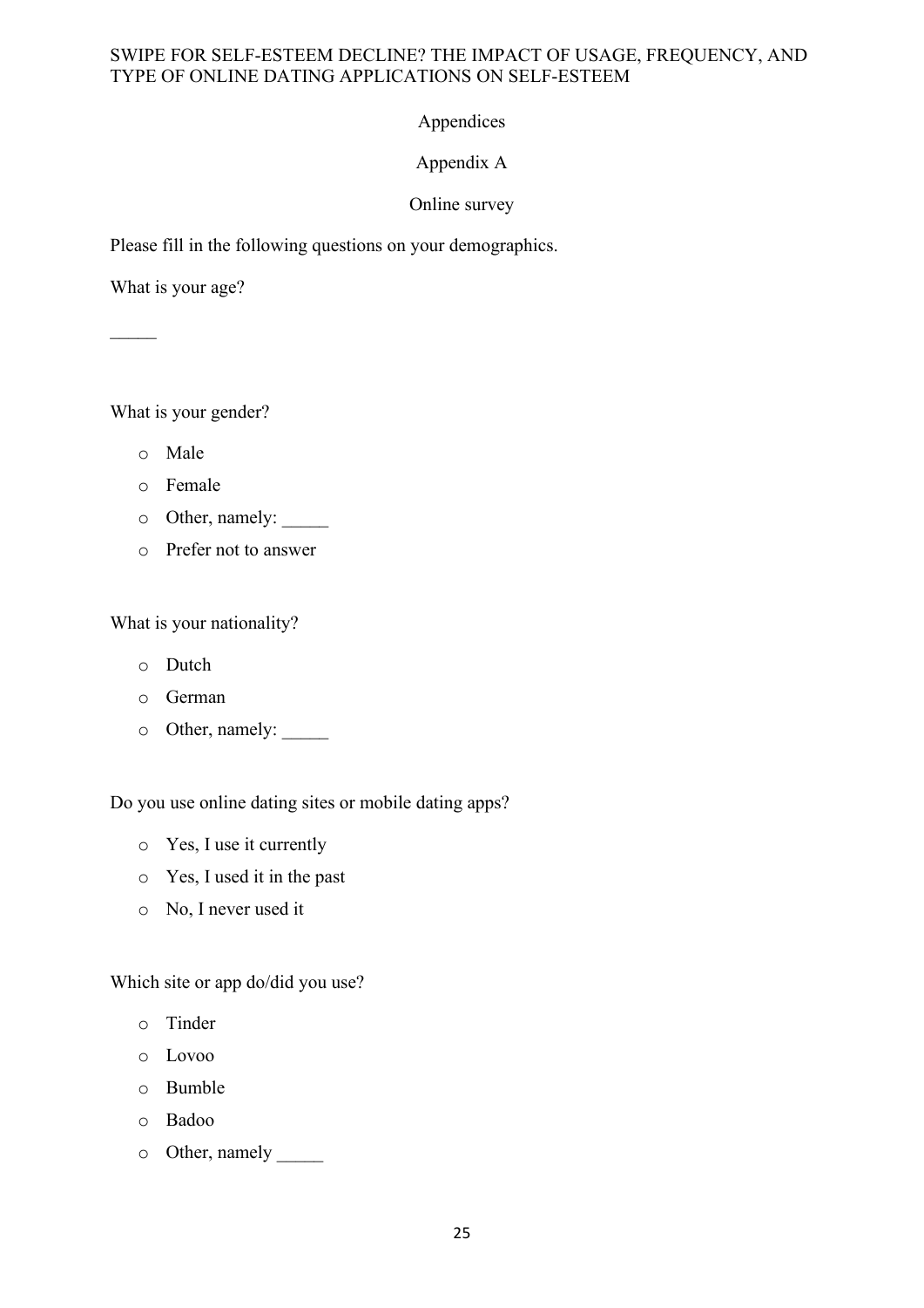# Appendices

## Appendix A

### Online survey

Please fill in the following questions on your demographics.

What is your age?

_____

What is your gender?

- o Male
- o Female
- o Other, namely: _____
- o Prefer not to answer

What is your nationality?

- o Dutch
- o German
- o Other, namely: _____

Do you use online dating sites or mobile dating apps?

- o Yes, I use it currently
- o Yes, I used it in the past
- o No, I never used it

Which site or app do/did you use?

- o Tinder
- o Lovoo
- o Bumble
- o Badoo
- o Other, namely _____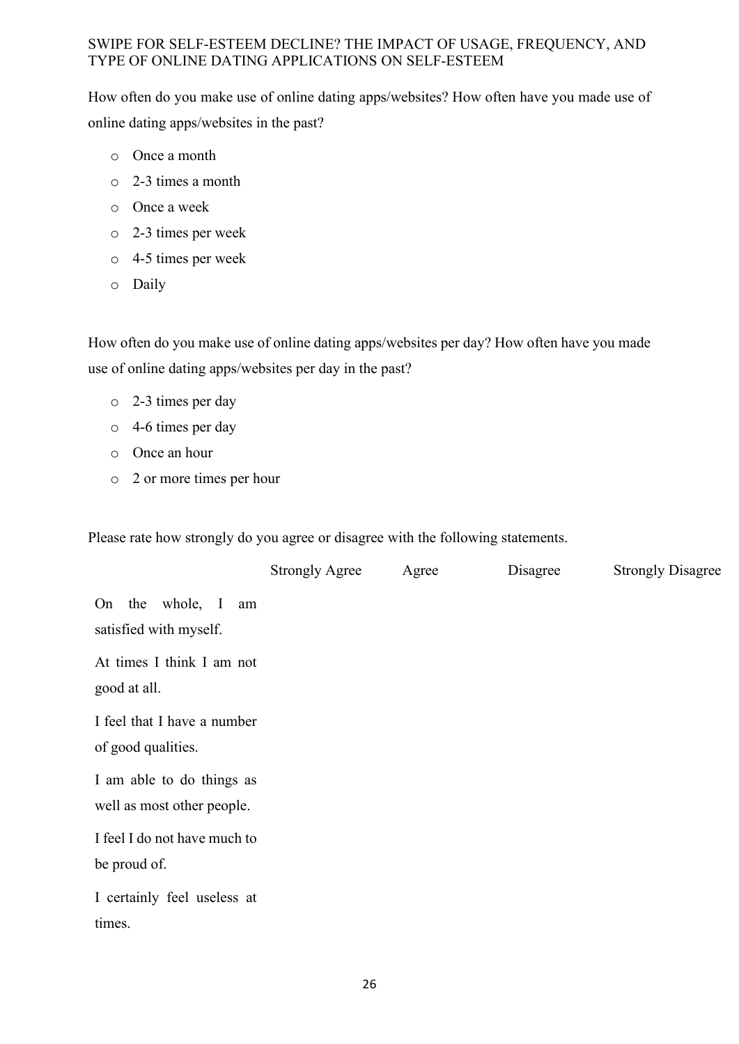How often do you make use of online dating apps/websites? How often have you made use of online dating apps/websites in the past?

- Once a month
- 2-3 times a month
- Once a week
- 2-3 times per week
- 4-5 times per week
- Daily

How often do you make use of online dating apps/websites per day? How often have you made use of online dating apps/websites per day in the past?

- 2-3 times per day
- 4-6 times per day
- Once an hour
- 2 or more times per hour

Please rate how strongly do you agree or disagree with the following statements.

| | Strongly Agree | Agree | Disagree | Strongly Disagree |
|---|---|---|---|---|
| On the whole, I am satisfied with myself. | | | | |
| At times I think I am not good at all. | | | | |
| I feel that I have a number of good qualities. | | | | |
| I am able to do things as well as most other people. | | | | |
| I feel I do not have much to be proud of. | | | | |
| I certainly feel useless at times. | | | | |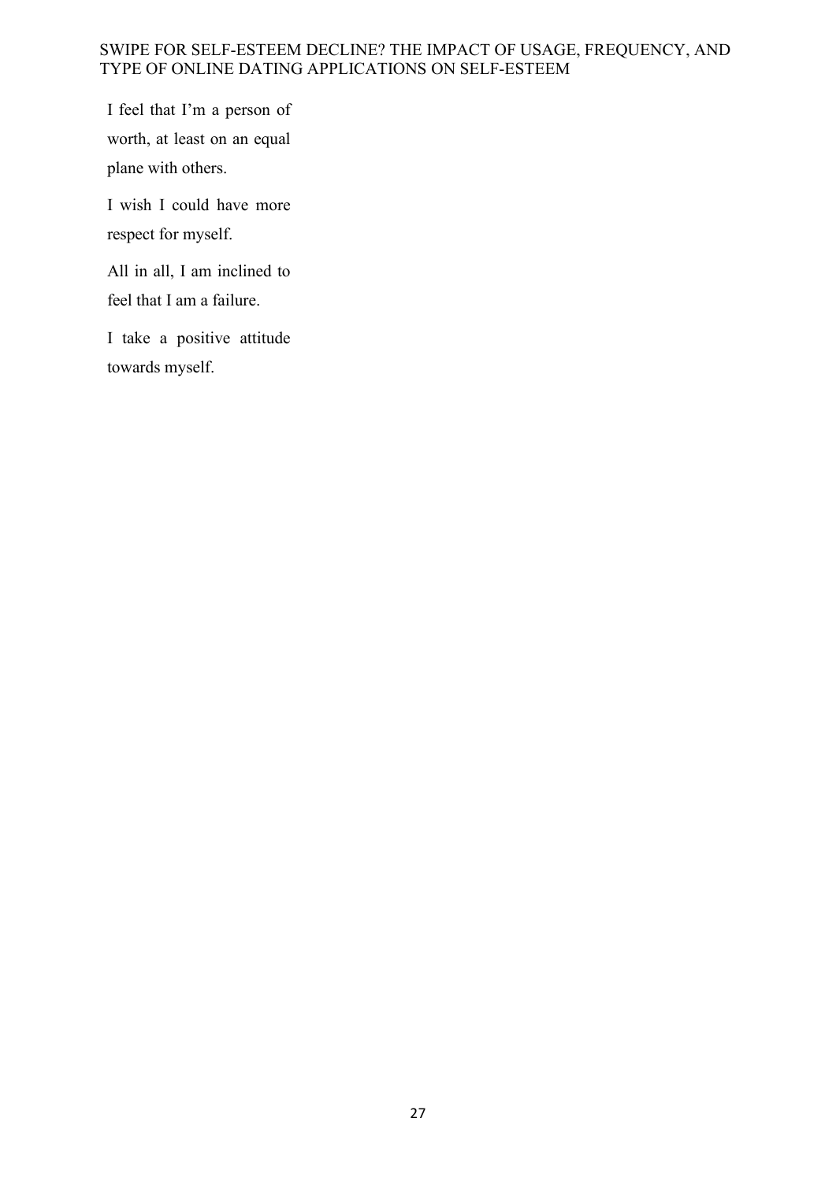I feel that I’m a person of worth, at least on an equal plane with others.

I wish I could have more respect for myself.

All in all, I am inclined to feel that I am a failure.

I take a positive attitude towards myself.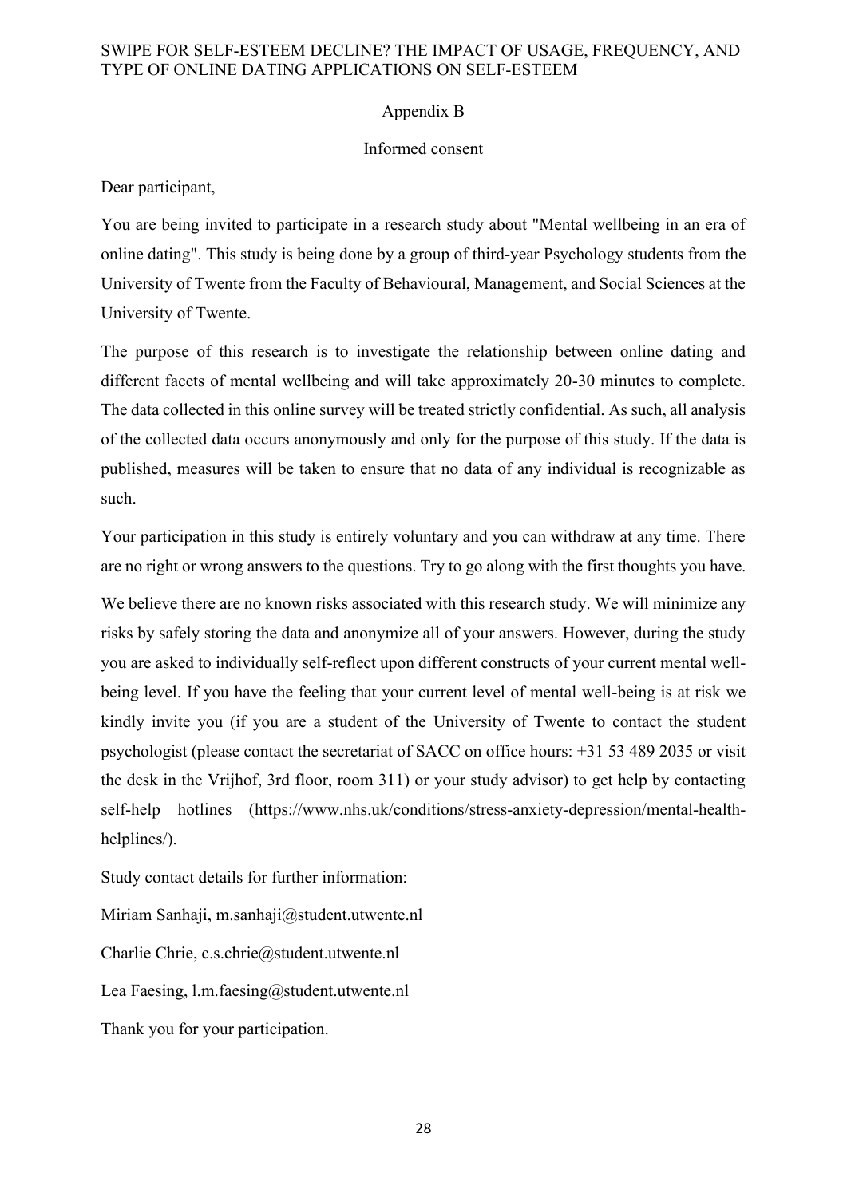## Appendix B

### Informed consent

Dear participant,

You are being invited to participate in a research study about "Mental wellbeing in an era of online dating". This study is being done by a group of third-year Psychology students from the University of Twente from the Faculty of Behavioural, Management, and Social Sciences at the University of Twente.

The purpose of this research is to investigate the relationship between online dating and different facets of mental wellbeing and will take approximately 20-30 minutes to complete. The data collected in this online survey will be treated strictly confidential. As such, all analysis of the collected data occurs anonymously and only for the purpose of this study. If the data is published, measures will be taken to ensure that no data of any individual is recognizable as such.

Your participation in this study is entirely voluntary and you can withdraw at any time. There are no right or wrong answers to the questions. Try to go along with the first thoughts you have.

We believe there are no known risks associated with this research study. We will minimize any risks by safely storing the data and anonymize all of your answers. However, during the study you are asked to individually self-reflect upon different constructs of your current mental well-being level. If you have the feeling that your current level of mental well-being is at risk we kindly invite you (if you are a student of the University of Twente to contact the student psychologist (please contact the secretariat of SACC on office hours: +31 53 489 2035 or visit the desk in the Vrijhof, 3rd floor, room 311) or your study advisor) to get help by contacting self-help hotlines (https://www.nhs.uk/conditions/stress-anxiety-depression/mental-health-helplines/).

Study contact details for further information:

Miriam Sanhaji, m.sanhaji@student.utwente.nl

Charlie Chrie, c.s.chrie@student.utwente.nl

Lea Faesing, l.m.faesing@student.utwente.nl

Thank you for your participation.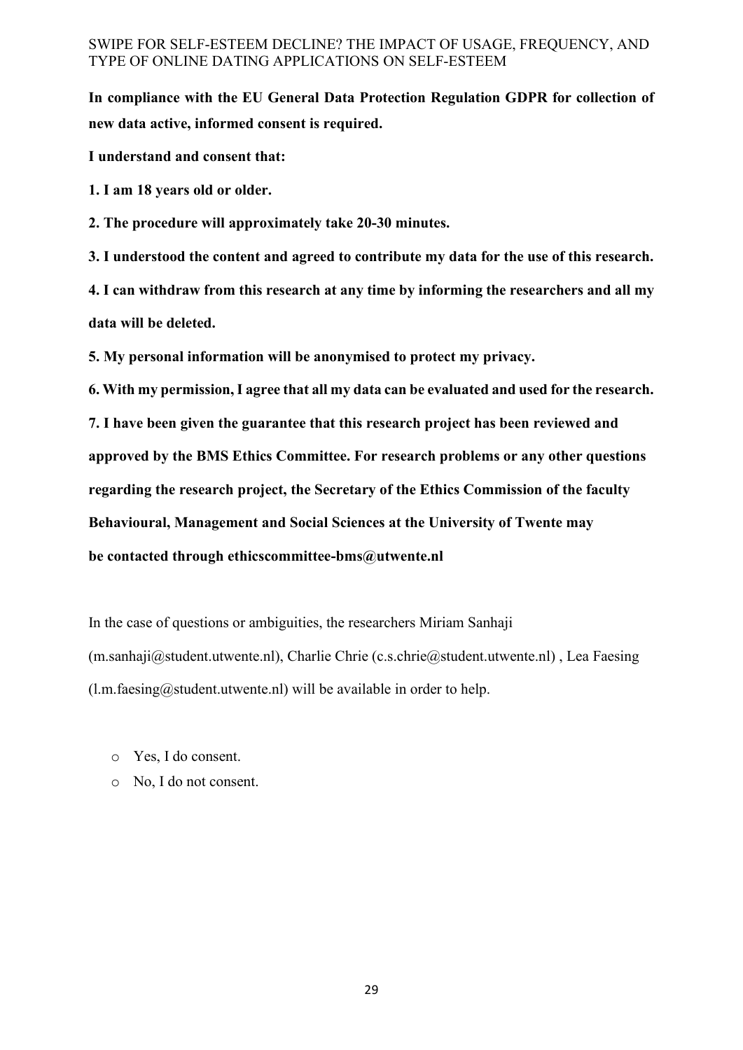**In compliance with the EU General Data Protection Regulation GDPR for collection of new data active, informed consent is required.**

**I understand and consent that:**

**1. I am 18 years old or older.**

**2. The procedure will approximately take 20-30 minutes.**

**3. I understood the content and agreed to contribute my data for the use of this research.**

**4. I can withdraw from this research at any time by informing the researchers and all my data will be deleted.**

**5. My personal information will be anonymised to protect my privacy.**

**6. With my permission, I agree that all my data can be evaluated and used for the research.**

**7. I have been given the guarantee that this research project has been reviewed and approved by the BMS Ethics Committee. For research problems or any other questions regarding the research project, the Secretary of the Ethics Commission of the faculty Behavioural, Management and Social Sciences at the University of Twente may be contacted through ethicscommittee-bms@utwente.nl**

In the case of questions or ambiguities, the researchers Miriam Sanhaji (m.sanhaji@student.utwente.nl), Charlie Chrie (c.s.chrie@student.utwente.nl) , Lea Faesing (l.m.faesing@student.utwente.nl) will be available in order to help.

- Yes, I do consent.
- No, I do not consent.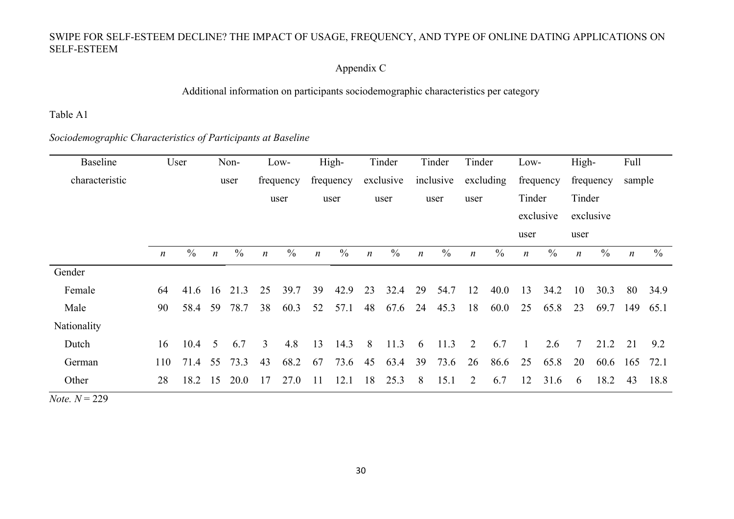## Appendix C

Additional information on participants sociodemographic characteristics per category

Table A1

*Sociodemographic Characteristics of Participants at Baseline*

| Baseline characteristic | User | | Non-user | | Low-frequency user | | High-frequency user | | Tinder exclusive user | | Tinder inclusive user | | Tinder excluding user | | Low-frequency Tinder exclusive user | | High-frequency Tinder exclusive user | | Full sample | |
|---|---|---|---|---|---|---|---|---|---|---|---|---|---|---|---|---|---|---|---|---|
| | *n* | % | *n* | % | *n* | % | *n* | % | *n* | % | *n* | % | *n* | % | *n* | % | *n* | % | *n* | % |
| Gender | | | | | | | | | | | | | | | | | | | | |
| Female | 64 | 41.6 | 16 | 21.3 | 25 | 39.7 | 39 | 42.9 | 23 | 32.4 | 29 | 54.7 | 12 | 40.0 | 13 | 34.2 | 10 | 30.3 | 80 | 34.9 |
| Male | 90 | 58.4 | 59 | 78.7 | 38 | 60.3 | 52 | 57.1 | 48 | 67.6 | 24 | 45.3 | 18 | 60.0 | 25 | 65.8 | 23 | 69.7 | 149 | 65.1 |
| Nationality | | | | | | | | | | | | | | | | | | | | |
| Dutch | 16 | 10.4 | 5 | 6.7 | 3 | 4.8 | 13 | 14.3 | 8 | 11.3 | 6 | 11.3 | 2 | 6.7 | 1 | 2.6 | 7 | 21.2 | 21 | 9.2 |
| German | 110 | 71.4 | 55 | 73.3 | 43 | 68.2 | 67 | 73.6 | 45 | 63.4 | 39 | 73.6 | 26 | 86.6 | 25 | 65.8 | 20 | 60.6 | 165 | 72.1 |
| Other | 28 | 18.2 | 15 | 20.0 | 17 | 27.0 | 11 | 12.1 | 18 | 25.3 | 8 | 15.1 | 2 | 6.7 | 12 | 31.6 | 6 | 18.2 | 43 | 18.8 |

*Note.* $N = 229$